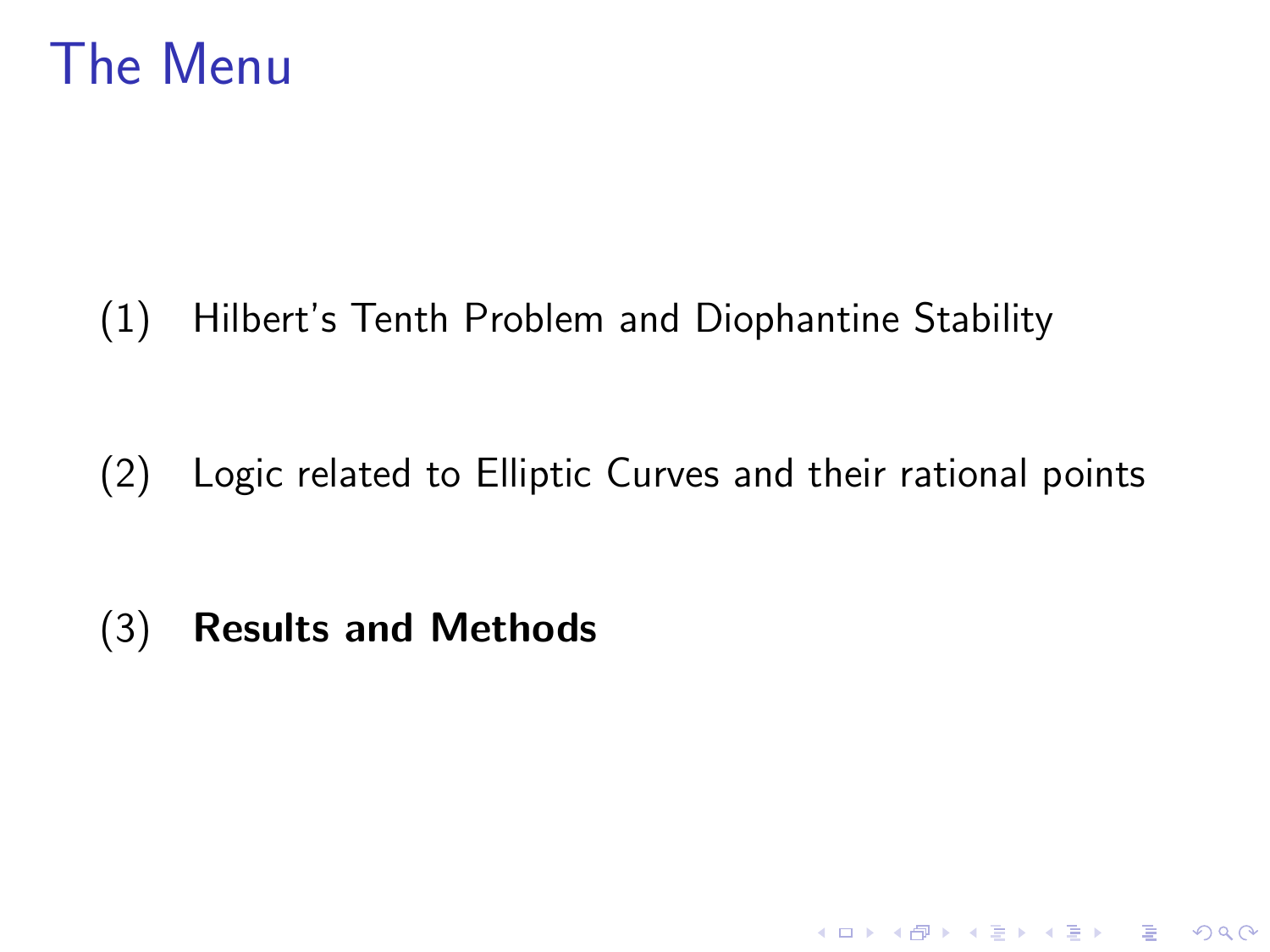# The Menu

(1) Hilbert's Tenth Problem and Diophantine Stability

(2) Logic related to Elliptic Curves and their rational points

(3) **Results and Methods**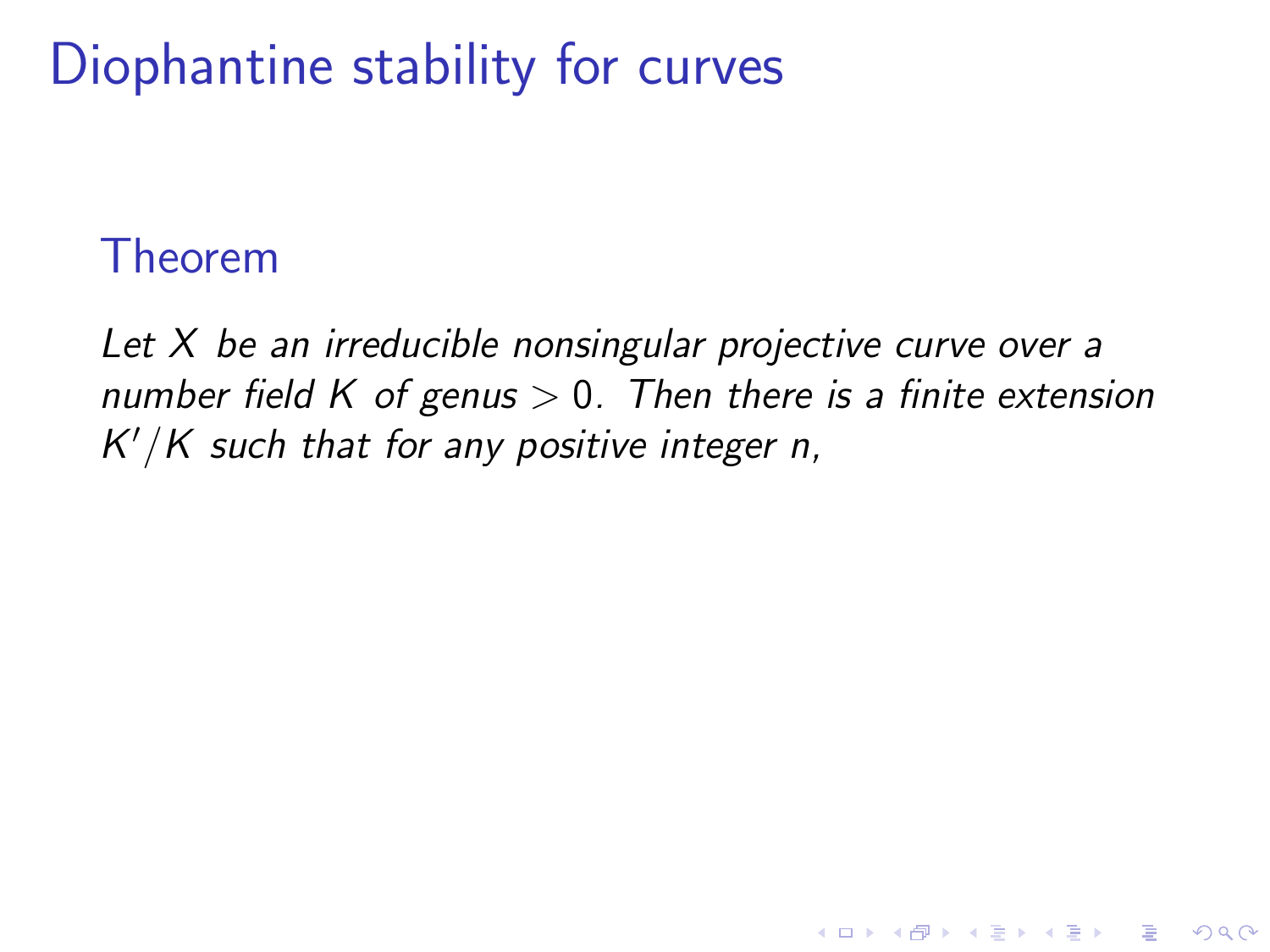# Diophantine stability for curves

### Theorem

*Let $X$ be an irreducible nonsingular projective curve over a number field $K$ of genus $> 0$. Then there is a finite extension $K'/K$ such that for any positive integer $n$,*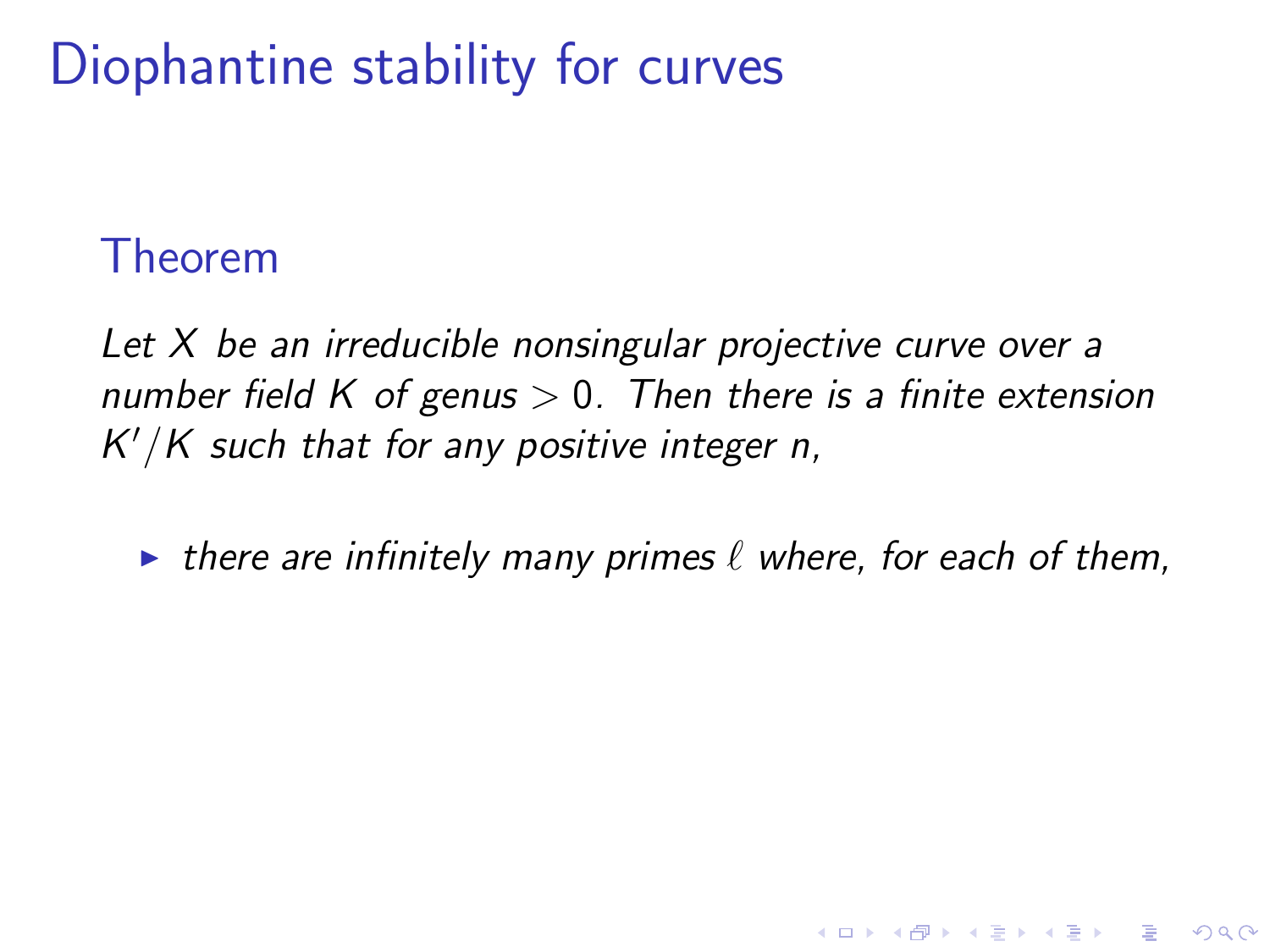# Diophantine stability for curves

### Theorem

*Let $X$ be an irreducible nonsingular projective curve over a number field $K$ of genus $> 0$. Then there is a finite extension $K'/K$ such that for any positive integer $n$,*

- *there are infinitely many primes $\ell$ where, for each of them,*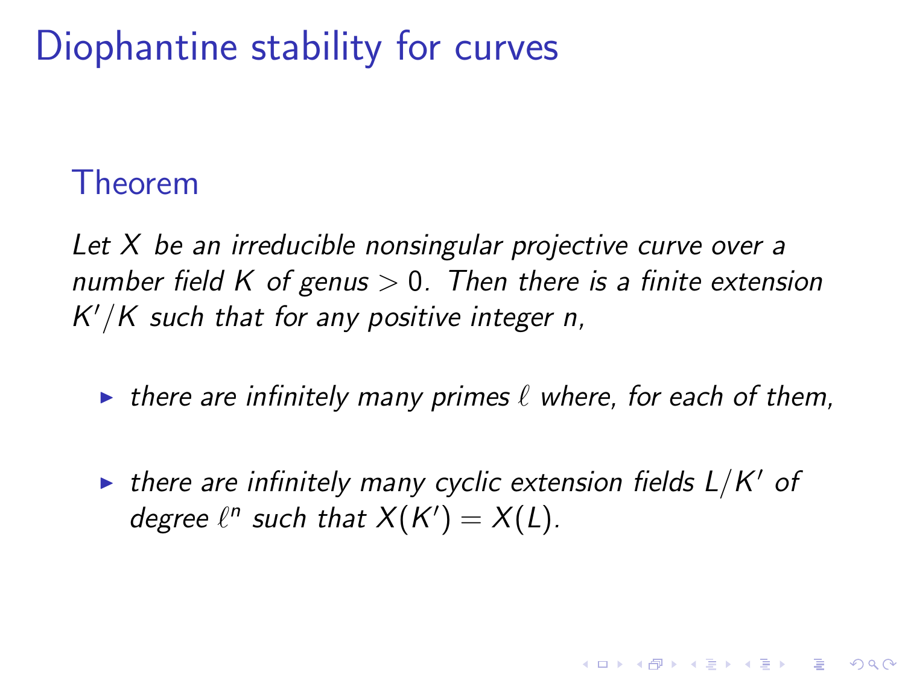# Diophantine stability for curves

### Theorem

*Let $X$ be an irreducible nonsingular projective curve over a number field $K$ of genus $> 0$. Then there is a finite extension $K'/K$ such that for any positive integer $n$,*

- *there are infinitely many primes $\ell$ where, for each of them,*
- *there are infinitely many cyclic extension fields $L/K'$ of degree $\ell^n$ such that $X(K') = X(L)$.*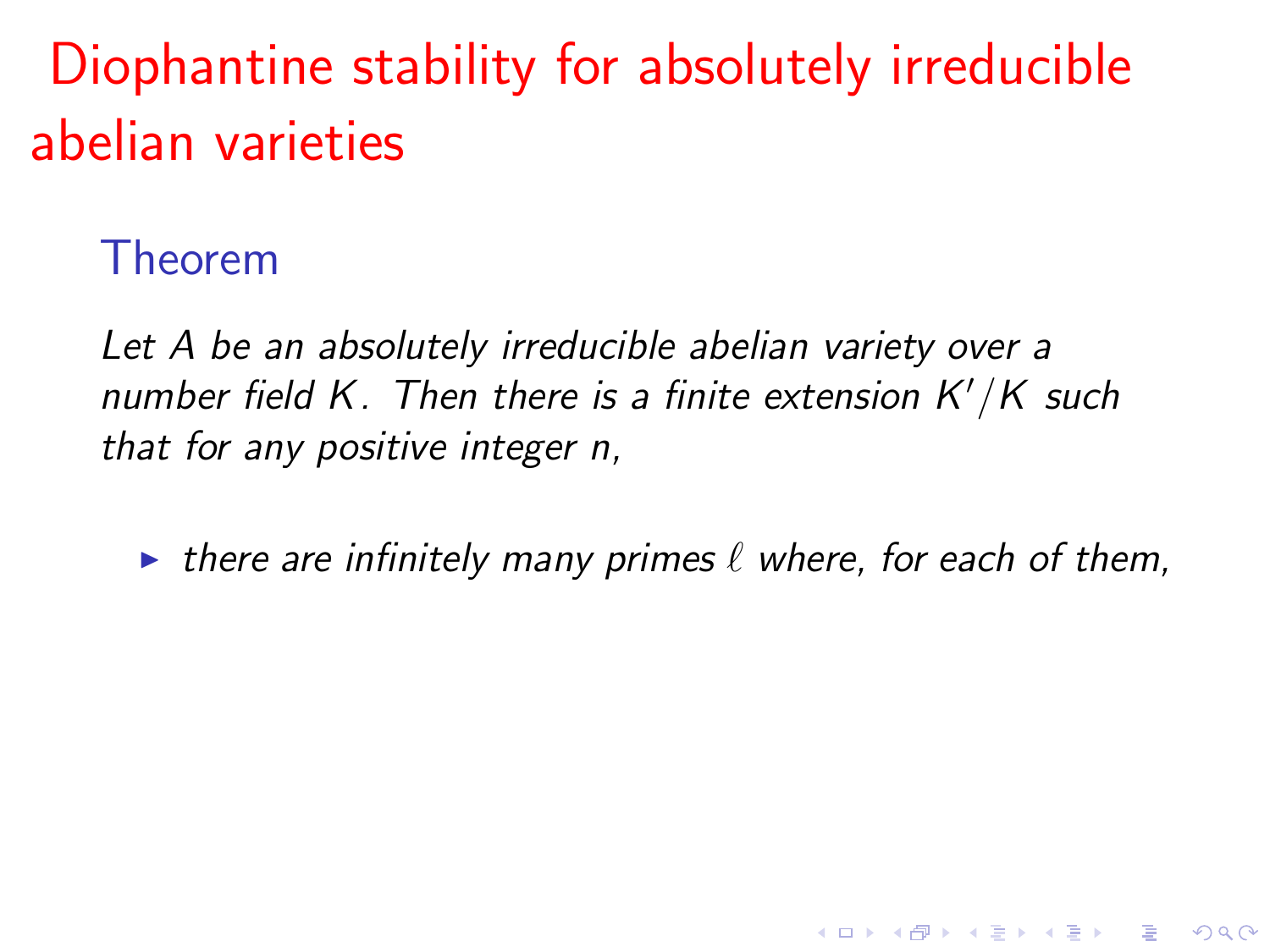# Diophantine stability for absolutely irreducible abelian varieties

### Theorem

*Let $A$ be an absolutely irreducible abelian variety over a number field $K$. Then there is a finite extension $K'/K$ such that for any positive integer $n$,*

- *there are infinitely many primes $\ell$ where, for each of them,*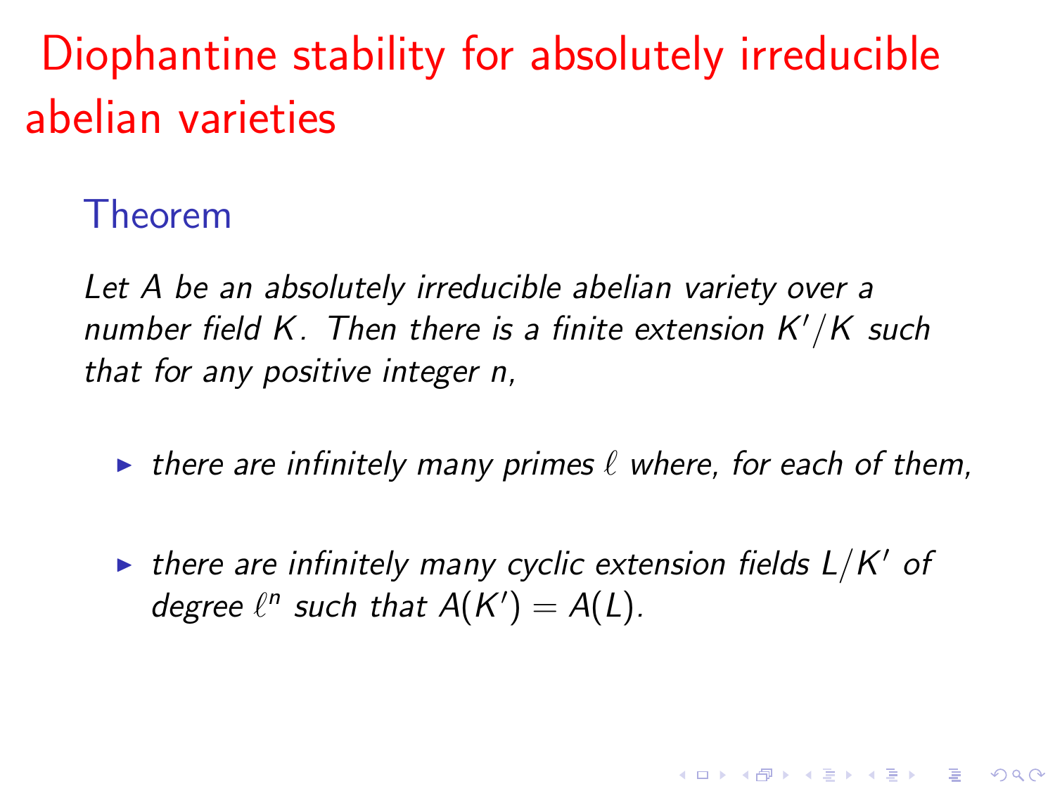# Diophantine stability for absolutely irreducible abelian varieties

### Theorem

*Let $A$ be an absolutely irreducible abelian variety over a number field $K$. Then there is a finite extension $K'/K$ such that for any positive integer $n$,*

- *there are infinitely many primes $\ell$ where, for each of them,*
- *there are infinitely many cyclic extension fields $L/K'$ of degree $\ell^n$ such that $A(K') = A(L)$.*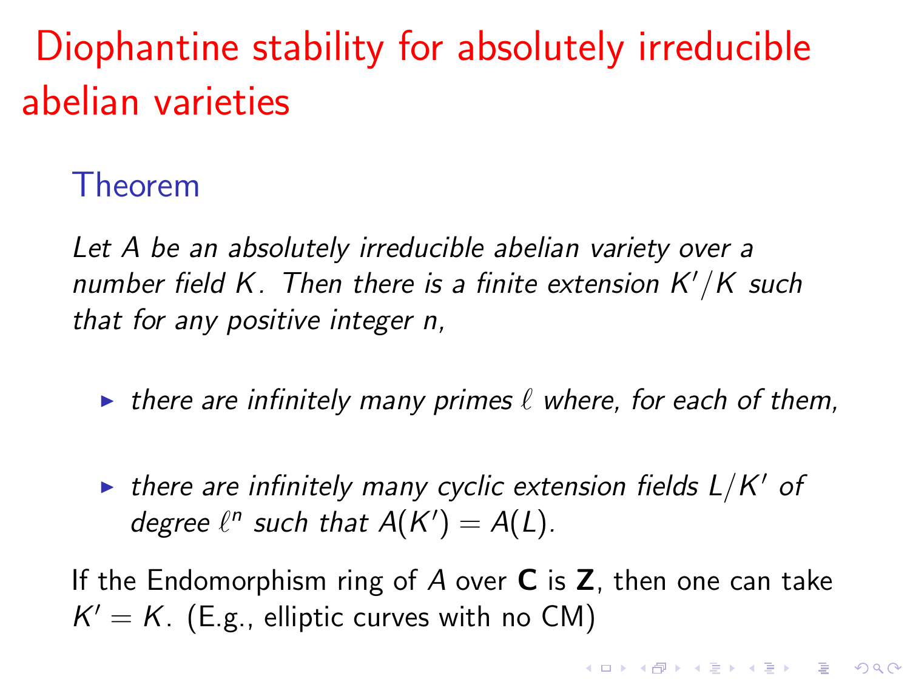# Diophantine stability for absolutely irreducible abelian varieties

### Theorem

*Let $A$ be an absolutely irreducible abelian variety over a number field $K$. Then there is a finite extension $K'/K$ such that for any positive integer $n$,*

- *there are infinitely many primes $\ell$ where, for each of them,*
- *there are infinitely many cyclic extension fields $L/K'$ of degree $\ell^n$ such that $A(K') = A(L)$.*

If the Endomorphism ring of $A$ over $\mathbf{C}$ is $\mathbf{Z}$, then one can take $K' = K$. (E.g., elliptic curves with no CM)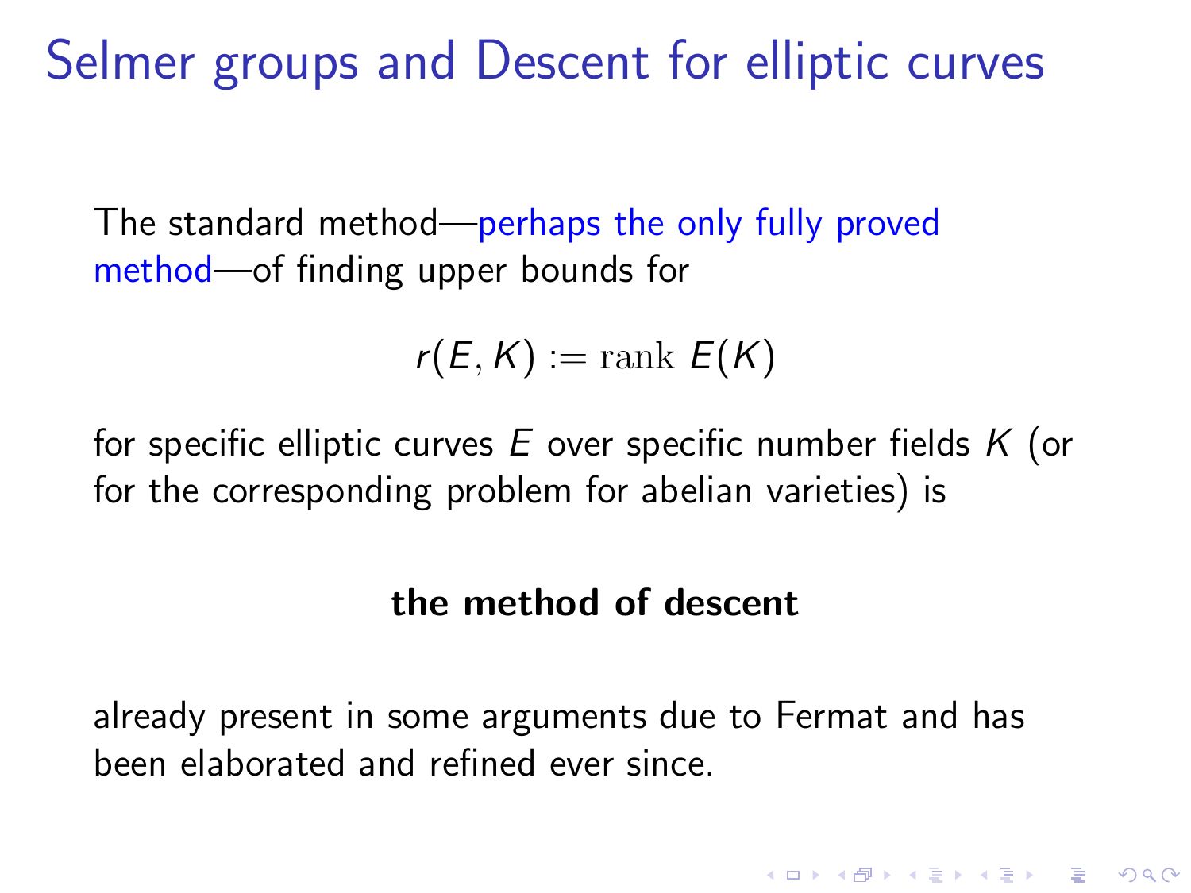# Selmer groups and Descent for elliptic curves

The standard method—perhaps the only fully proved method—of finding upper bounds for

$$r(E, K) := \mathrm{rank}\ E(K)$$

for specific elliptic curves $E$ over specific number fields $K$ (or for the corresponding problem for abelian varieties) is

**the method of descent**

already present in some arguments due to Fermat and has been elaborated and refined ever since.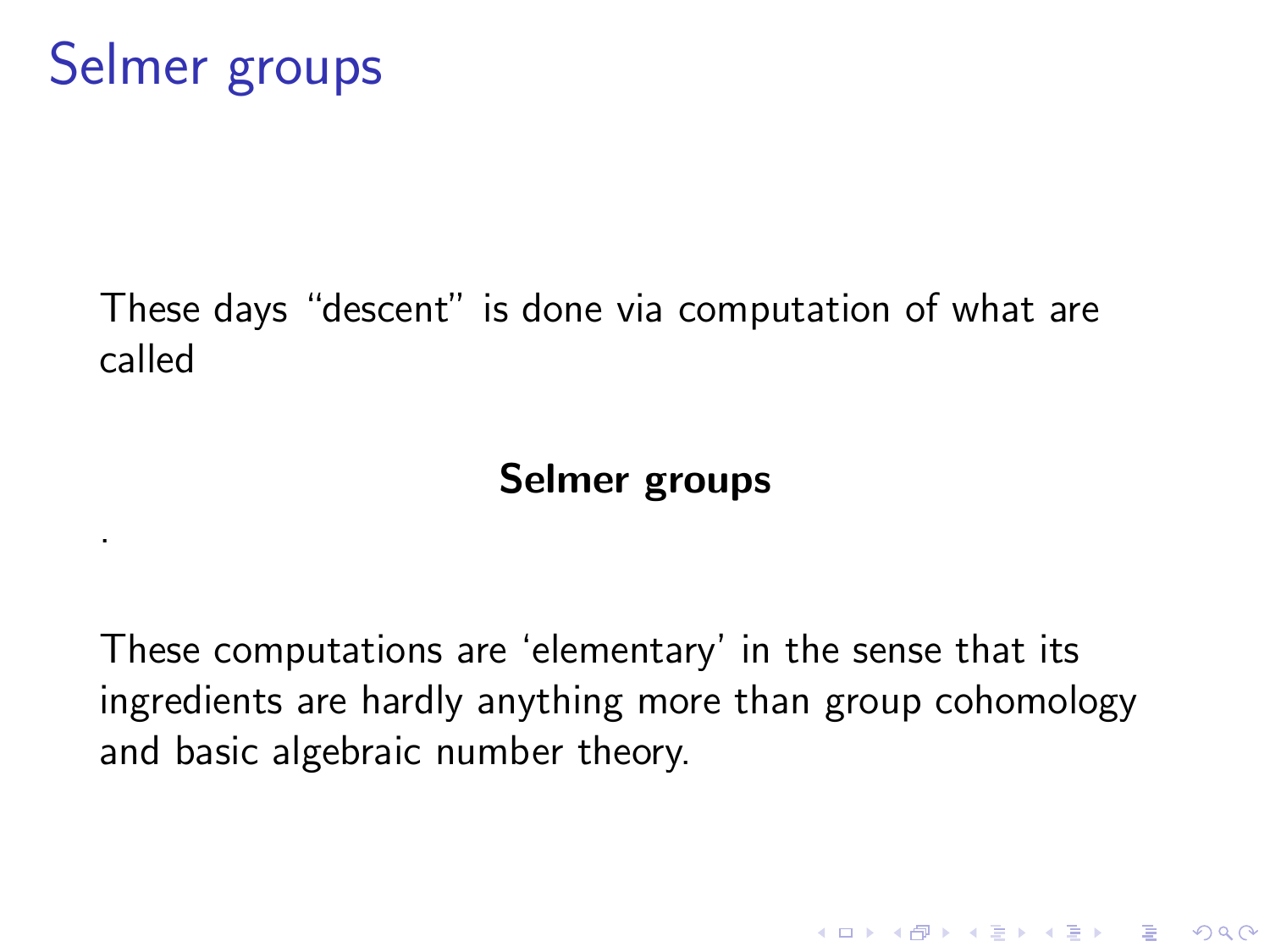# Selmer groups

These days “descent” is done via computation of what are called

**Selmer groups**

.

These computations are ‘elementary’ in the sense that its ingredients are hardly anything more than group cohomology and basic algebraic number theory.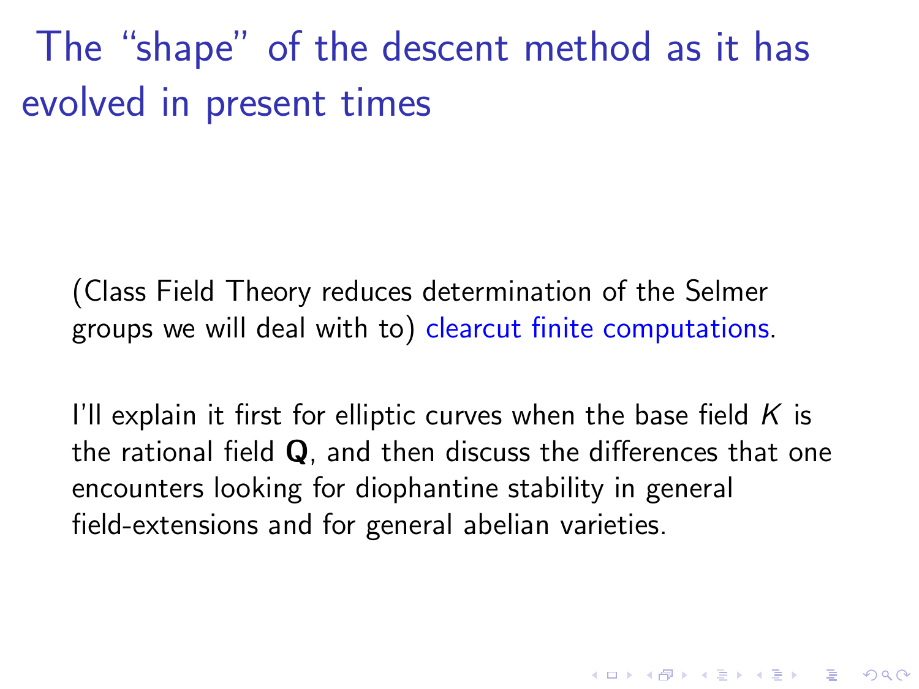# The "shape" of the descent method as it has evolved in present times

(Class Field Theory reduces determination of the Selmer groups we will deal with to) clearcut finite computations.

I'll explain it first for elliptic curves when the base field $K$ is the rational field $\mathbf{Q}$, and then discuss the differences that one encounters looking for diophantine stability in general field-extensions and for general abelian varieties.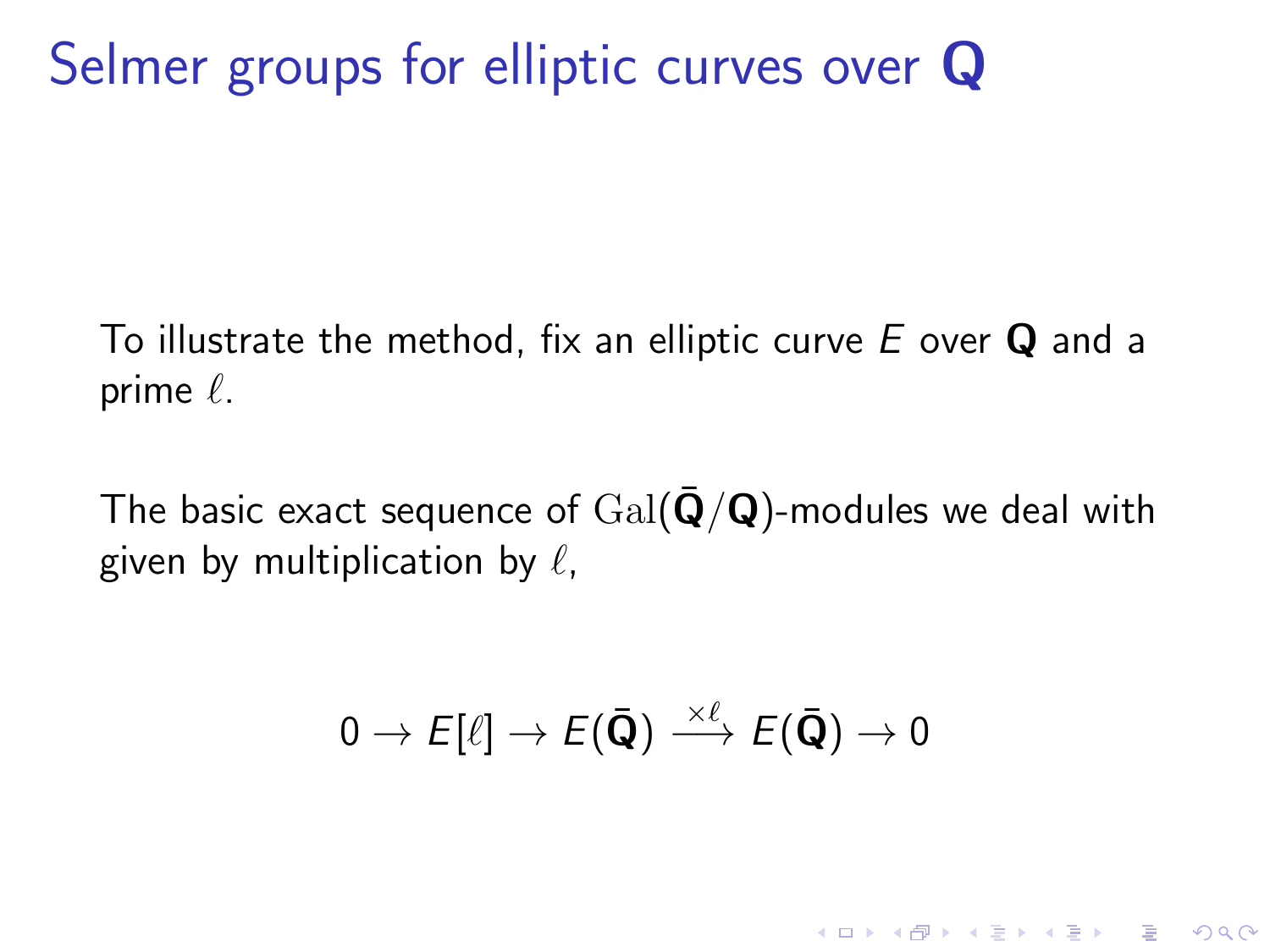# Selmer groups for elliptic curves over $\mathbf{Q}$

To illustrate the method, fix an elliptic curve $E$ over $\mathbf{Q}$ and a prime $\ell$.

The basic exact sequence of $\mathrm{Gal}(\bar{\mathbf{Q}}/\mathbf{Q})$-modules we deal with given by multiplication by $\ell$,

$$0 \to E[\ell] \to E(\bar{\mathbf{Q}}) \xrightarrow{\times \ell} E(\bar{\mathbf{Q}}) \to 0$$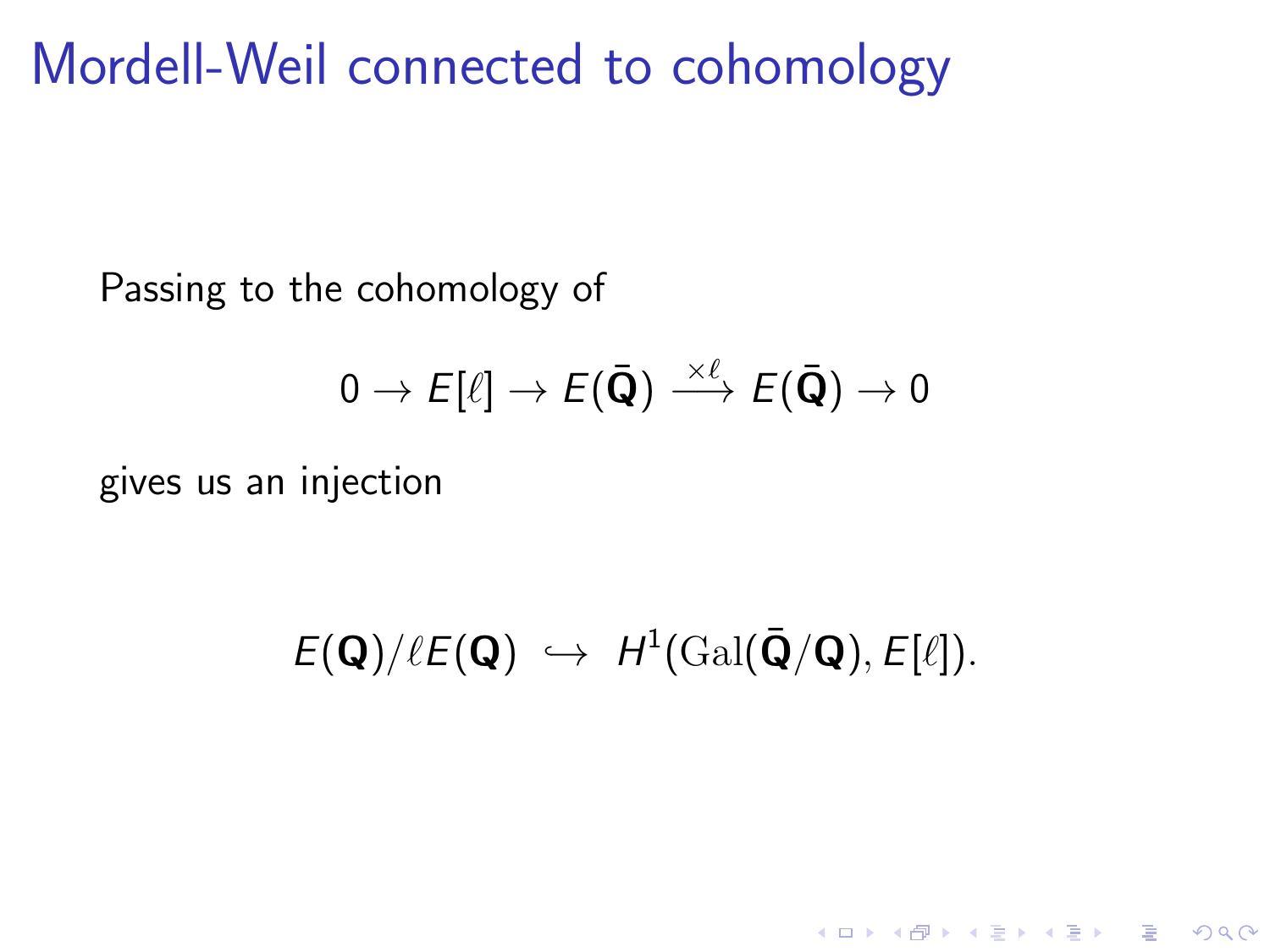# Mordell-Weil connected to cohomology

Passing to the cohomology of

$$0 \to E[\ell] \to E(\bar{\mathbf{Q}}) \xrightarrow{\times \ell} E(\bar{\mathbf{Q}}) \to 0$$

gives us an injection

$$E(\mathbf{Q})/\ell E(\mathbf{Q}) \hookrightarrow H^1(\mathrm{Gal}(\bar{\mathbf{Q}}/\mathbf{Q}), E[\ell]).$$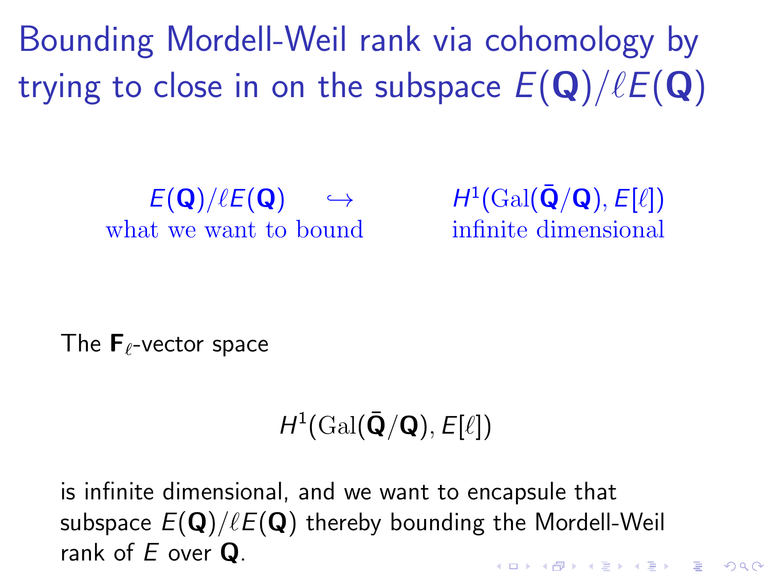# Bounding Mordell-Weil rank via cohomology by trying to close in on the subspace $E(\mathbf{Q})/\ell E(\mathbf{Q})$

$$\underset{\text{what we want to bound}}{E(\mathbf{Q})/\ell E(\mathbf{Q})} \quad \hookrightarrow \quad \underset{\text{infinite dimensional}}{H^1(\mathrm{Gal}(\bar{\mathbf{Q}}/\mathbf{Q}), E[\ell])}$$

The $\mathbf{F}_\ell$-vector space

$$H^1(\mathrm{Gal}(\bar{\mathbf{Q}}/\mathbf{Q}), E[\ell])$$

is infinite dimensional, and we want to encapsule that subspace $E(\mathbf{Q})/\ell E(\mathbf{Q})$ thereby bounding the Mordell-Weil rank of $E$ over $\mathbf{Q}$.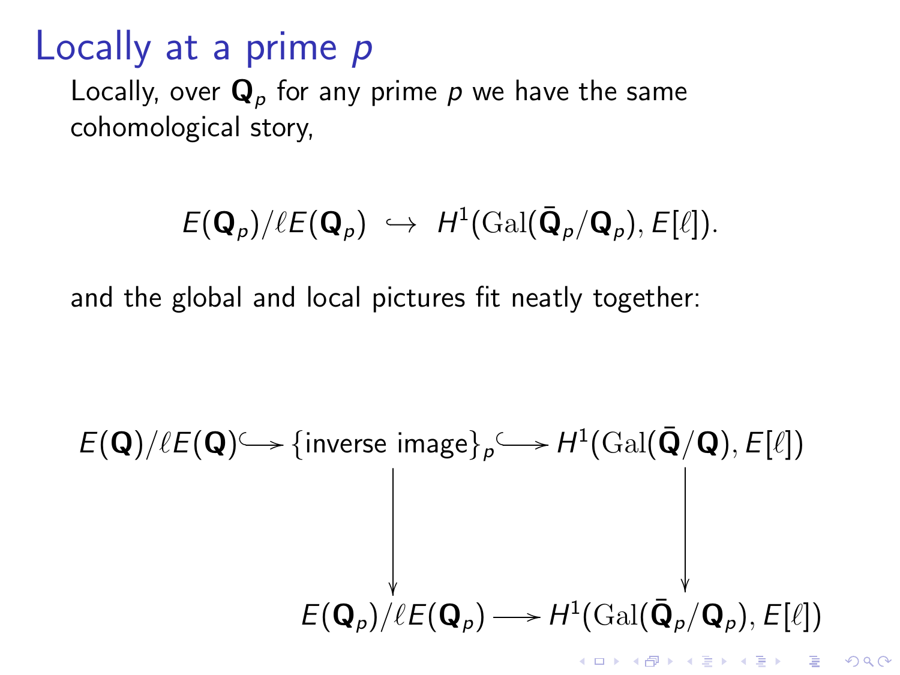# Locally at a prime $p$

Locally, over $\mathbf{Q}_p$ for any prime $p$ we have the same cohomological story,

$$E(\mathbf{Q}_p)/\ell E(\mathbf{Q}_p) \hookrightarrow H^1(\mathrm{Gal}(\bar{\mathbf{Q}}_p/\mathbf{Q}_p), E[\ell]).$$

and the global and local pictures fit neatly together:

$$\begin{array}{ccccc}
E(\mathbf{Q})/\ell E(\mathbf{Q}) & \hookrightarrow & \{\text{inverse image}\}_p & \hookrightarrow & H^1(\mathrm{Gal}(\bar{\mathbf{Q}}/\mathbf{Q}), E[\ell]) \\
 & & \downarrow & & \downarrow \\
 & & E(\mathbf{Q}_p)/\ell E(\mathbf{Q}_p) & \longrightarrow & H^1(\mathrm{Gal}(\bar{\mathbf{Q}}_p/\mathbf{Q}_p), E[\ell])
\end{array}$$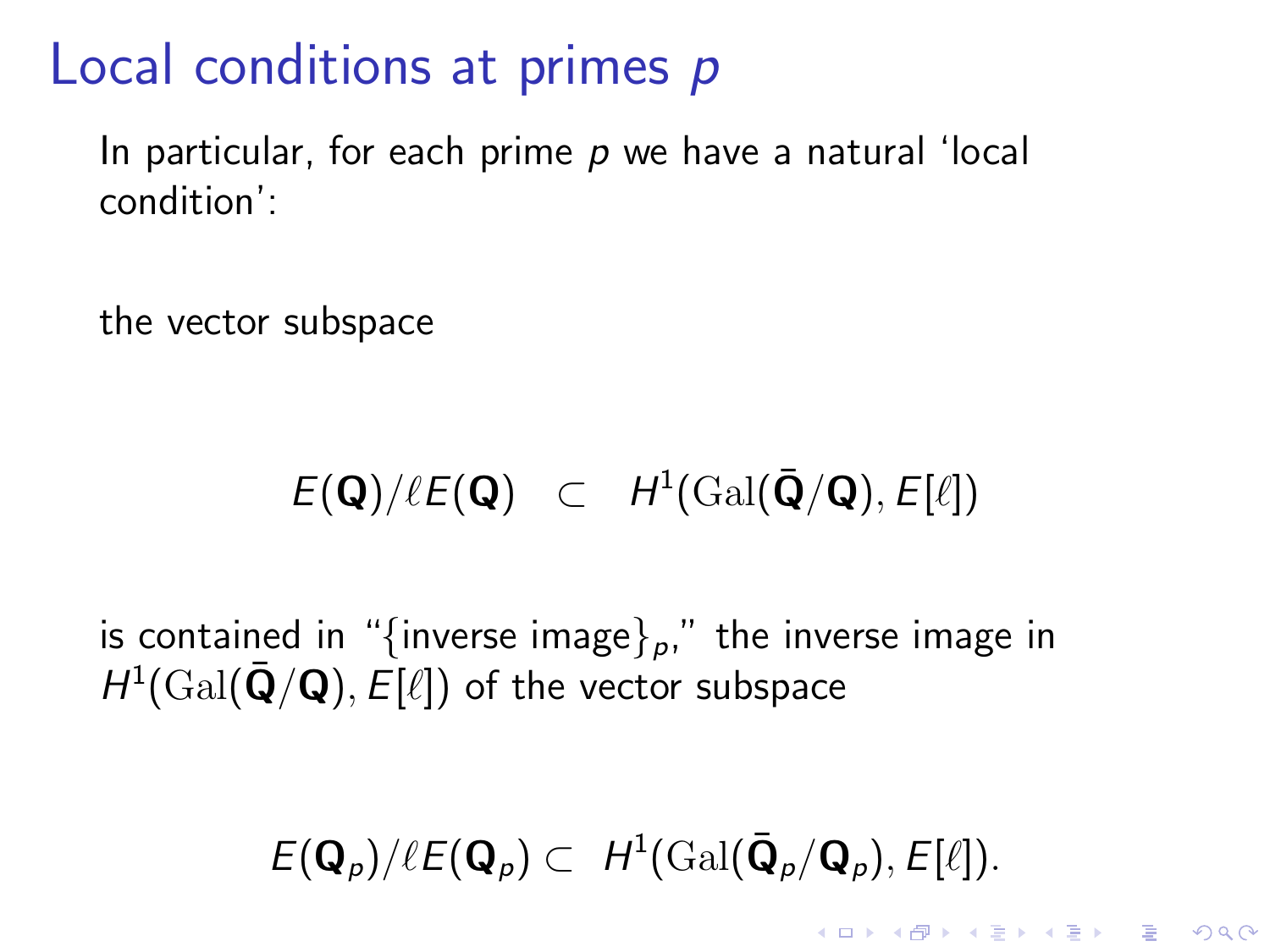# Local conditions at primes $p$

In particular, for each prime $p$ we have a natural 'local condition':

the vector subspace

$$E(\mathbf{Q})/\ell E(\mathbf{Q}) \quad \subset \quad H^1(\mathrm{Gal}(\bar{\mathbf{Q}}/\mathbf{Q}), E[\ell])$$

is contained in "$\{\text{inverse image}\}_p$," the inverse image in $H^1(\mathrm{Gal}(\bar{\mathbf{Q}}/\mathbf{Q}), E[\ell])$ of the vector subspace

$$E(\mathbf{Q}_p)/\ell E(\mathbf{Q}_p) \subset H^1(\mathrm{Gal}(\bar{\mathbf{Q}}_p/\mathbf{Q}_p), E[\ell]).$$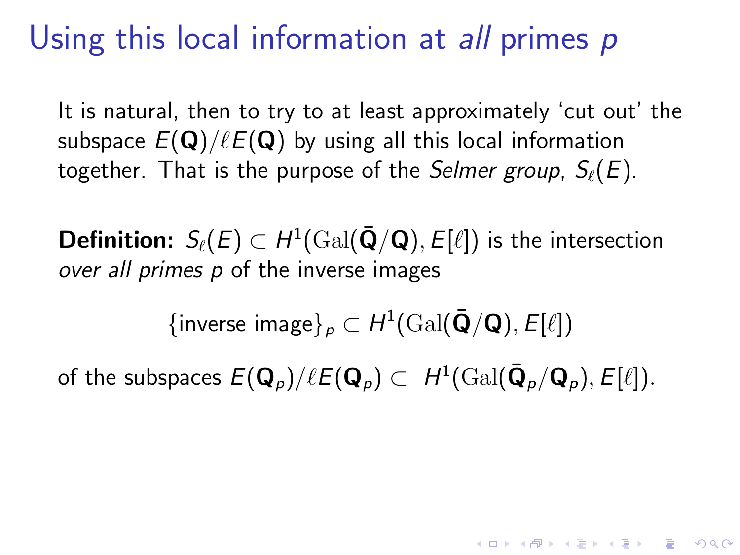# Using this local information at *all* primes $p$

It is natural, then to try to at least approximately 'cut out' the subspace $E(\mathbf{Q})/\ell E(\mathbf{Q})$ by using all this local information together. That is the purpose of the *Selmer group*, $S_\ell(E)$.

**Definition:** $S_\ell(E) \subset H^1(\mathrm{Gal}(\bar{\mathbf{Q}}/\mathbf{Q}), E[\ell])$ is the intersection *over all primes* $p$ of the inverse images

$$\{\text{inverse image}\}_p \subset H^1(\mathrm{Gal}(\bar{\mathbf{Q}}/\mathbf{Q}), E[\ell])$$

of the subspaces $E(\mathbf{Q}_p)/\ell E(\mathbf{Q}_p) \subset H^1(\mathrm{Gal}(\bar{\mathbf{Q}}_p/\mathbf{Q}_p), E[\ell])$.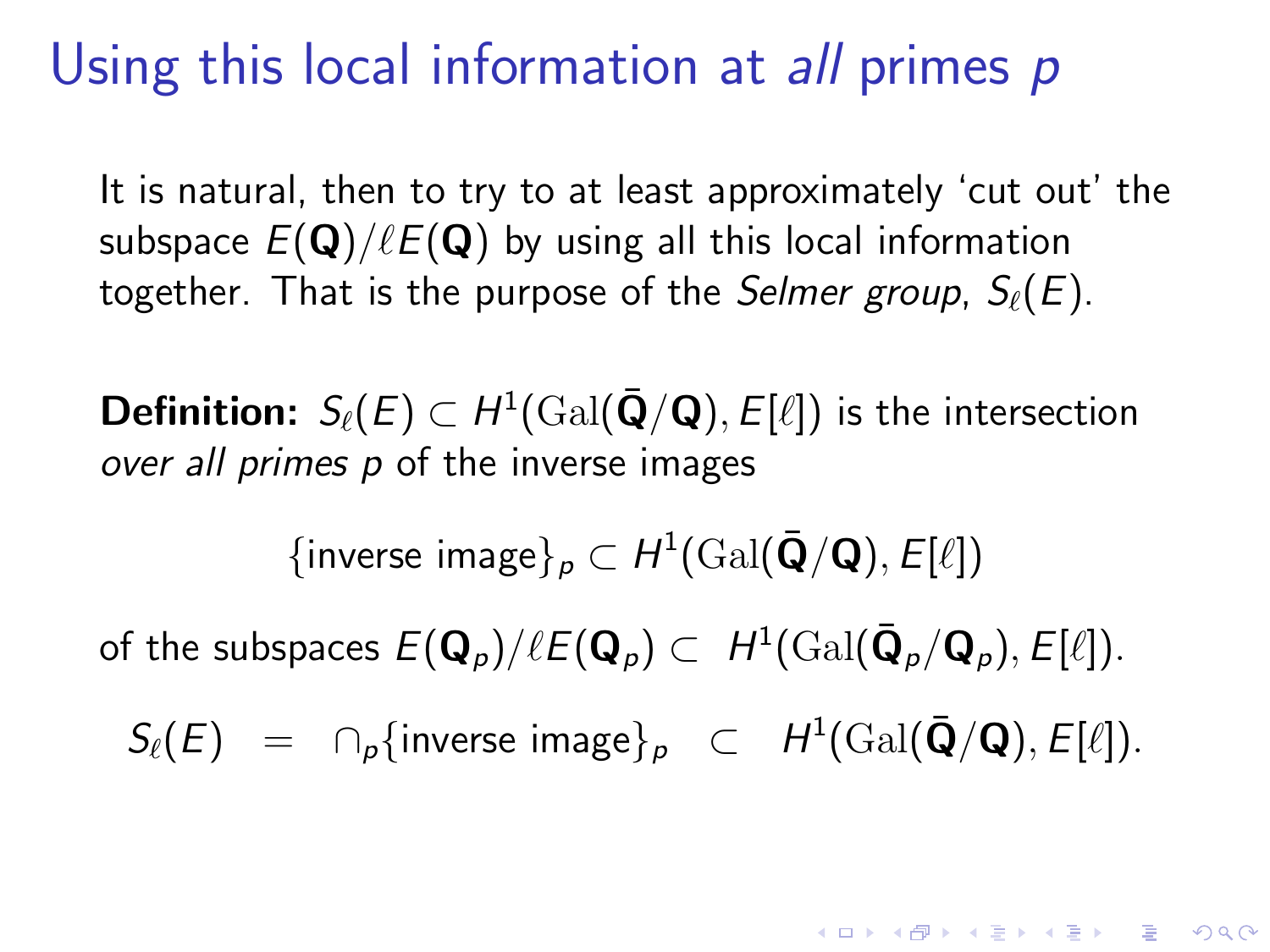# Using this local information at *all* primes $p$

It is natural, then to try to at least approximately 'cut out' the subspace $E(\mathbf{Q})/\ell E(\mathbf{Q})$ by using all this local information together. That is the purpose of the *Selmer group*, $S_\ell(E)$.

**Definition:** $S_\ell(E) \subset H^1(\mathrm{Gal}(\bar{\mathbf{Q}}/\mathbf{Q}), E[\ell])$ is the intersection *over all primes* $p$ of the inverse images

$$\{\text{inverse image}\}_p \subset H^1(\mathrm{Gal}(\bar{\mathbf{Q}}/\mathbf{Q}), E[\ell])$$

of the subspaces $E(\mathbf{Q}_p)/\ell E(\mathbf{Q}_p) \subset H^1(\mathrm{Gal}(\bar{\mathbf{Q}}_p/\mathbf{Q}_p), E[\ell])$.

$$S_\ell(E) \;=\; \cap_p \{\text{inverse image}\}_p \;\subset\; H^1(\mathrm{Gal}(\bar{\mathbf{Q}}/\mathbf{Q}), E[\ell]).$$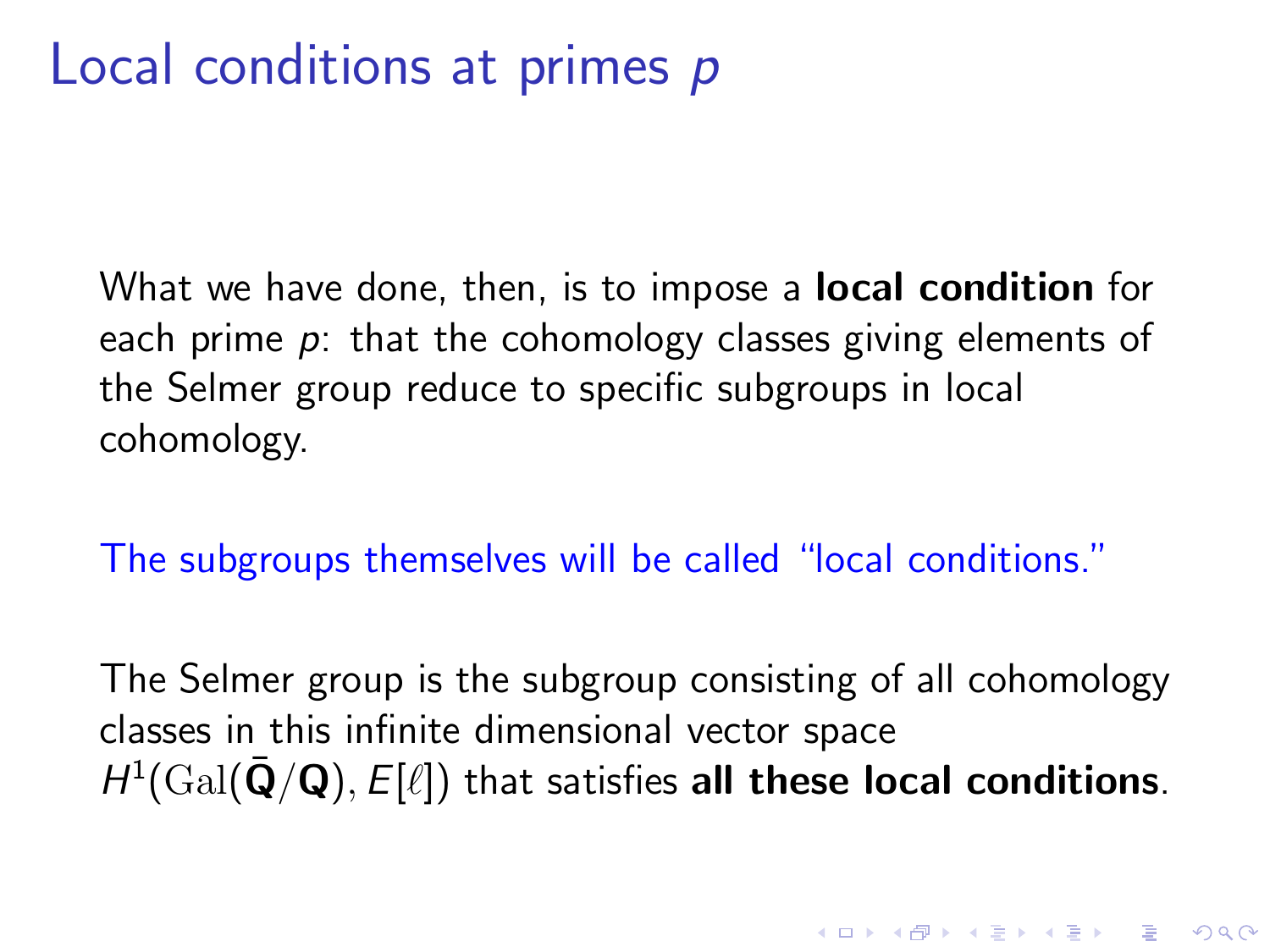# Local conditions at primes $p$

What we have done, then, is to impose a **local condition** for each prime $p$: that the cohomology classes giving elements of the Selmer group reduce to specific subgroups in local cohomology.

The subgroups themselves will be called "local conditions."

The Selmer group is the subgroup consisting of all cohomology classes in this infinite dimensional vector space $H^1(\mathrm{Gal}(\bar{\mathbf{Q}}/\mathbf{Q}), E[\ell])$ that satisfies **all these local conditions**.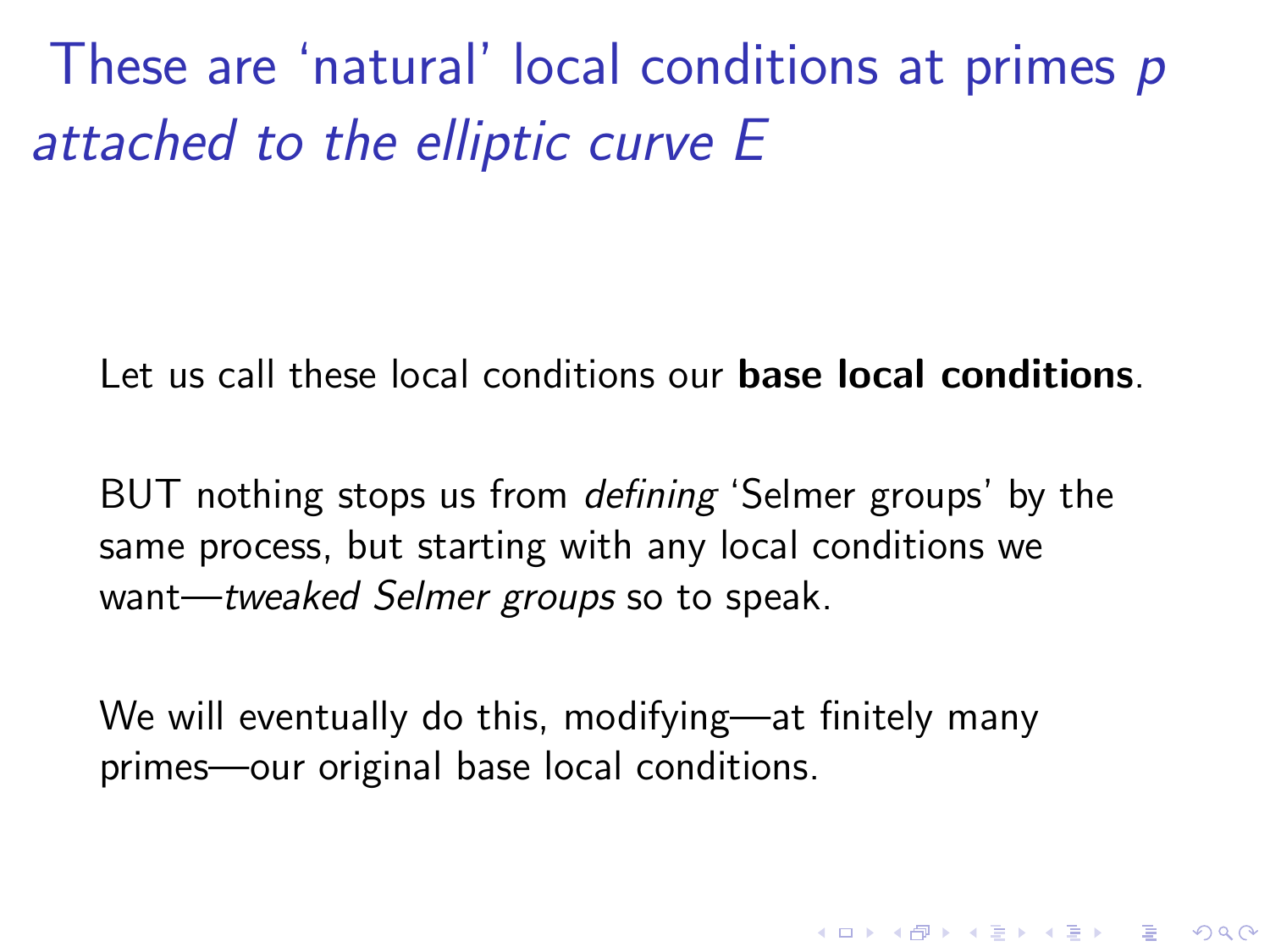# These are 'natural' local conditions at primes $p$ *attached to the elliptic curve* $E$

Let us call these local conditions our **base local conditions**.

BUT nothing stops us from *defining* 'Selmer groups' by the same process, but starting with any local conditions we want—*tweaked Selmer groups* so to speak.

We will eventually do this, modifying—at finitely many primes—our original base local conditions.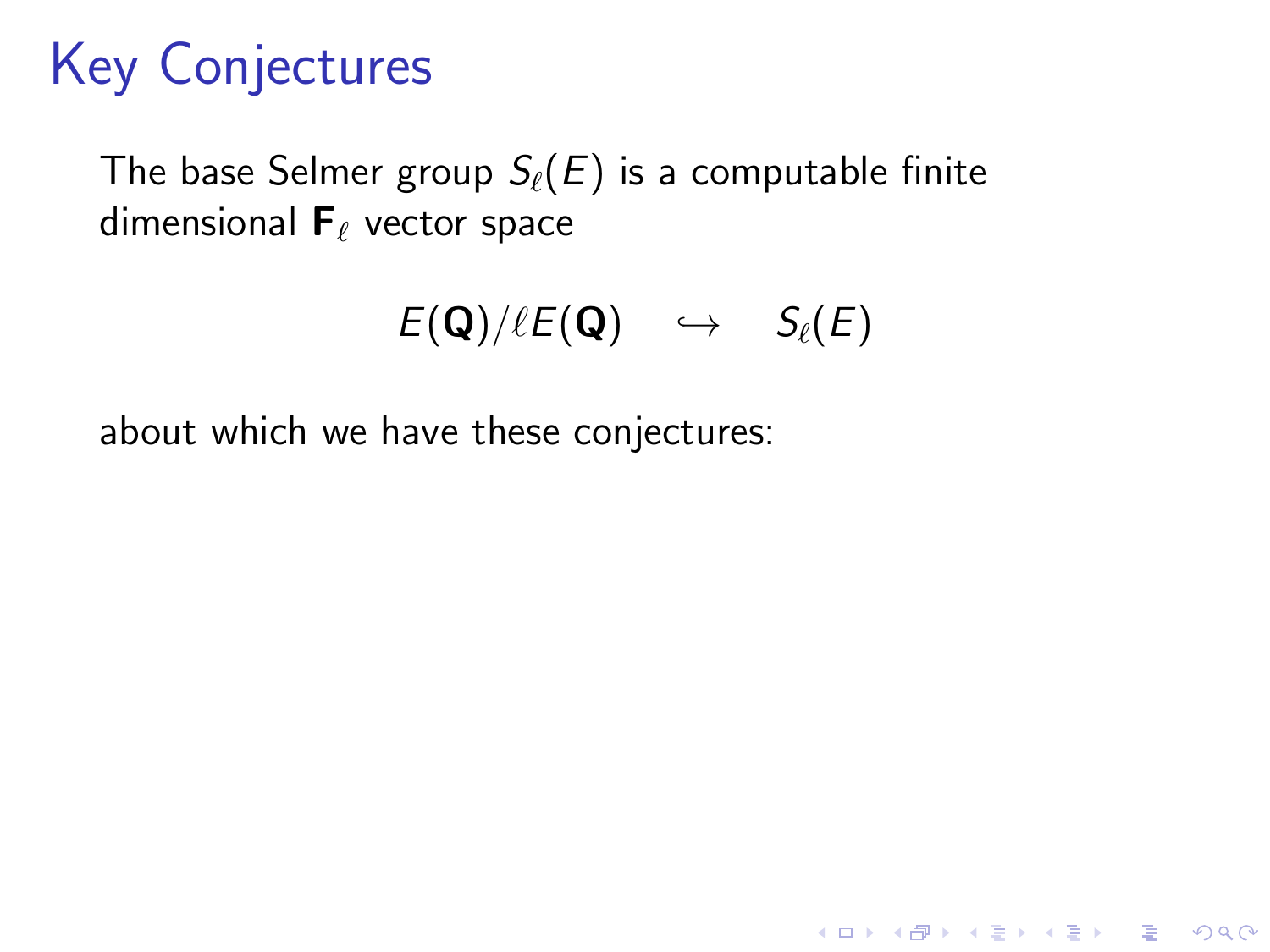# Key Conjectures

The base Selmer group $S_\ell(E)$ is a computable finite dimensional $\mathbf{F}_\ell$ vector space

$$E(\mathbf{Q})/\ell E(\mathbf{Q}) \quad \hookrightarrow \quad S_\ell(E)$$

about which we have these conjectures: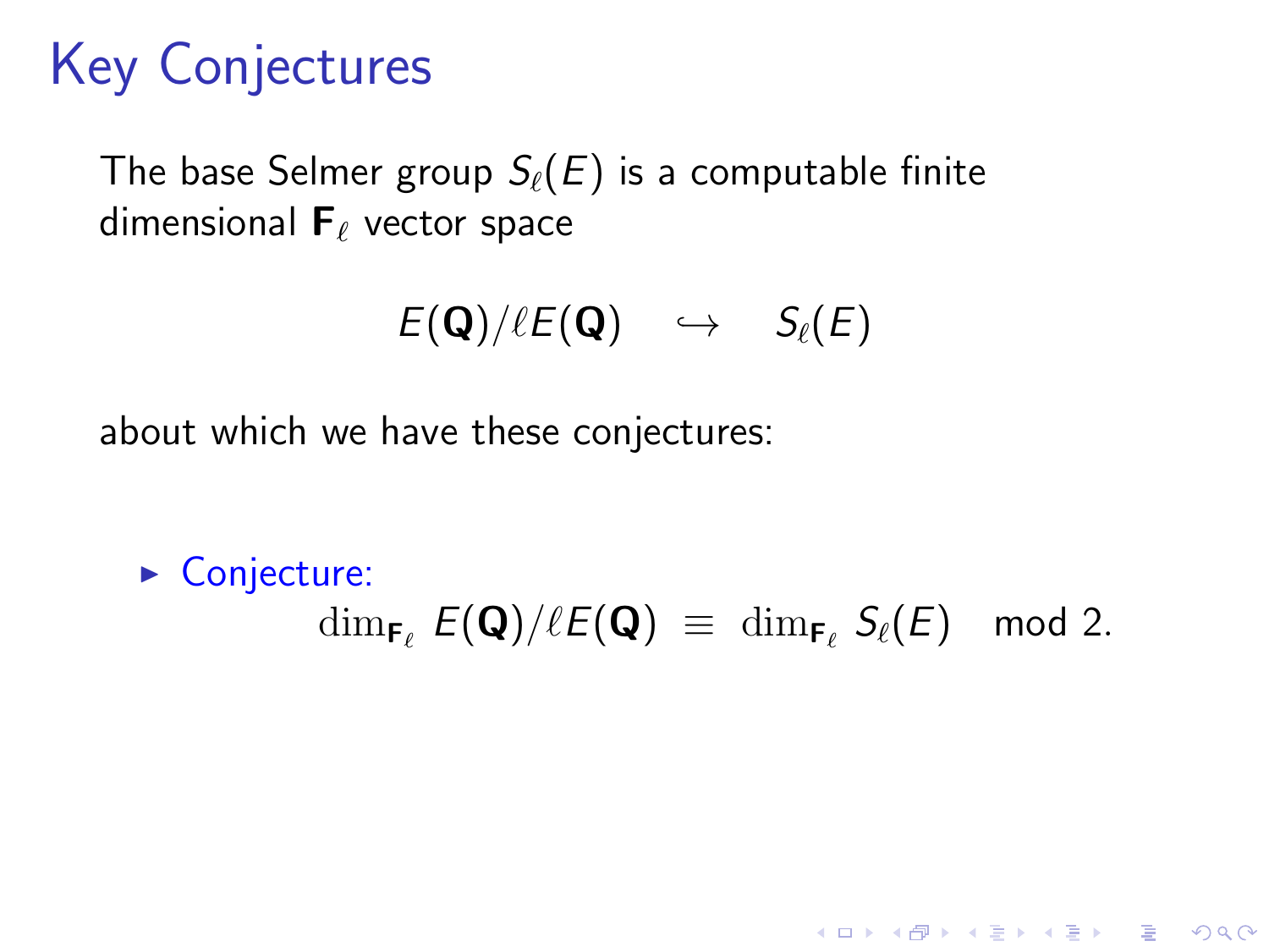# Key Conjectures

The base Selmer group $S_\ell(E)$ is a computable finite dimensional $\mathbf{F}_\ell$ vector space

$$E(\mathbf{Q})/\ell E(\mathbf{Q}) \quad \hookrightarrow \quad S_\ell(E)$$

about which we have these conjectures:

- Conjecture:

$$\dim_{\mathbf{F}_\ell} E(\mathbf{Q})/\ell E(\mathbf{Q}) \;\equiv\; \dim_{\mathbf{F}_\ell} S_\ell(E) \mod 2.$$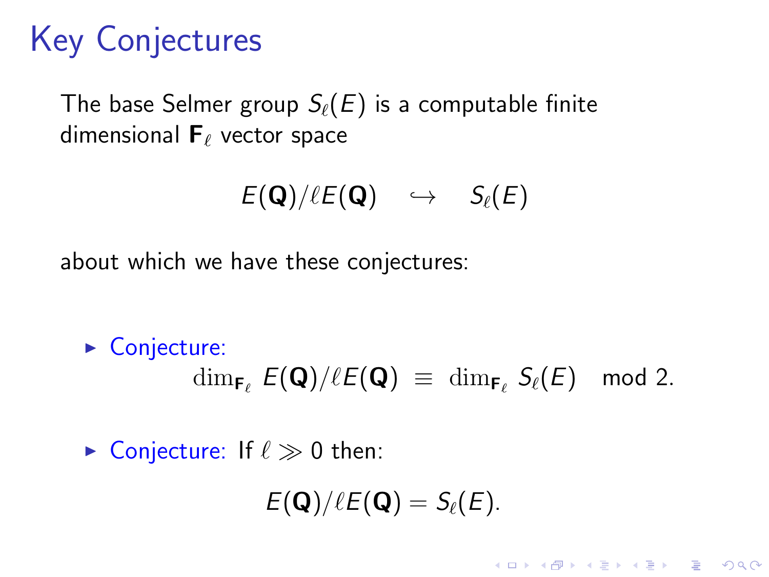# Key Conjectures

The base Selmer group $S_\ell(E)$ is a computable finite dimensional $\mathbf{F}_\ell$ vector space

$$E(\mathbf{Q})/\ell E(\mathbf{Q}) \quad \hookrightarrow \quad S_\ell(E)$$

about which we have these conjectures:

- Conjecture:
$$\dim_{\mathbf{F}_\ell} E(\mathbf{Q})/\ell E(\mathbf{Q}) \;\equiv\; \dim_{\mathbf{F}_\ell} S_\ell(E) \mod 2.$$

- Conjecture: If $\ell \gg 0$ then:
$$E(\mathbf{Q})/\ell E(\mathbf{Q}) = S_\ell(E).$$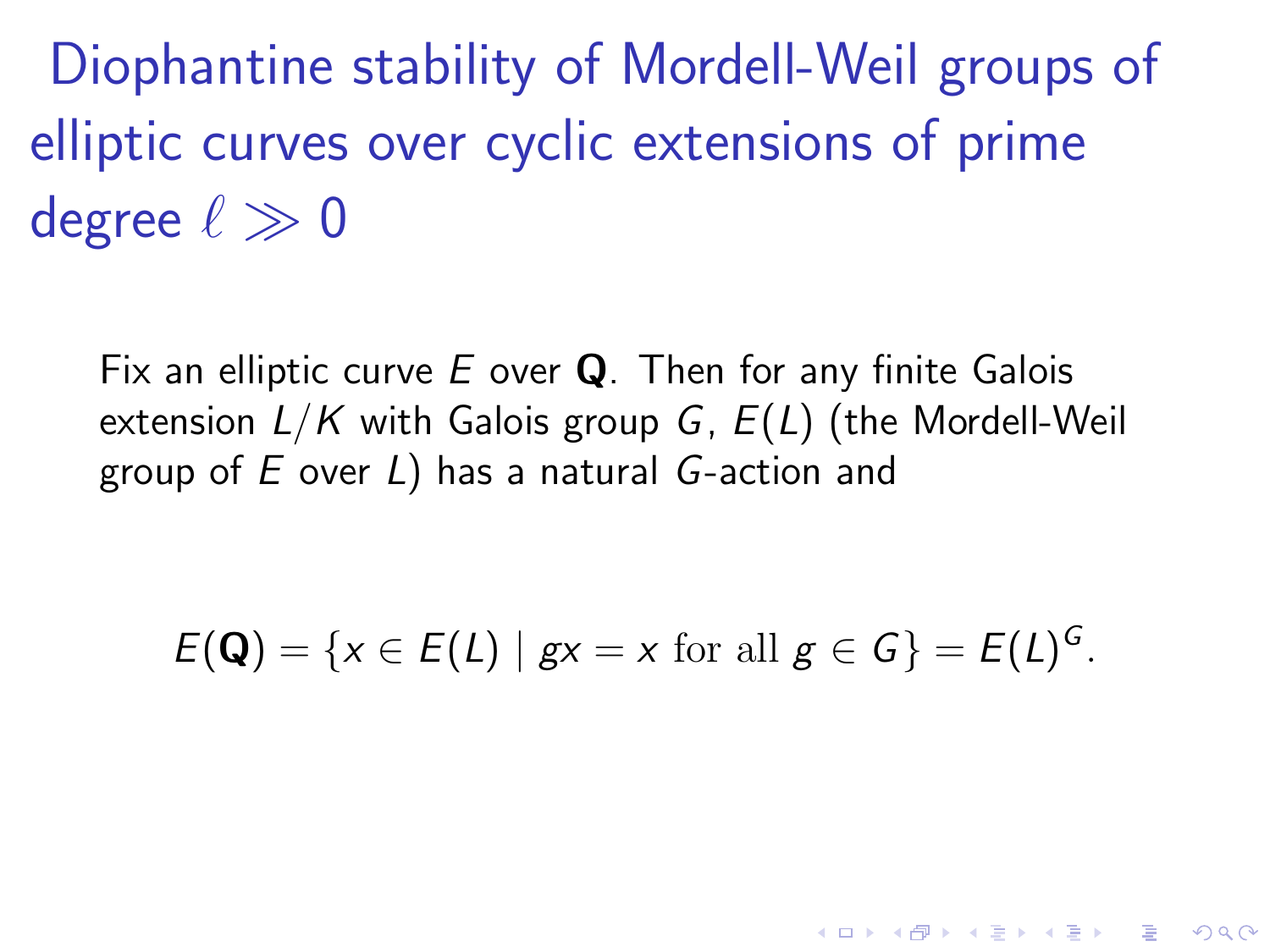# Diophantine stability of Mordell-Weil groups of elliptic curves over cyclic extensions of prime degree $\ell \gg 0$

Fix an elliptic curve $E$ over $\mathbf{Q}$. Then for any finite Galois extension $L/K$ with Galois group $G$, $E(L)$ (the Mordell-Weil group of $E$ over $L$) has a natural $G$-action and

$$E(\mathbf{Q}) = \{x \in E(L) \mid gx = x \text{ for all } g \in G\} = E(L)^G.$$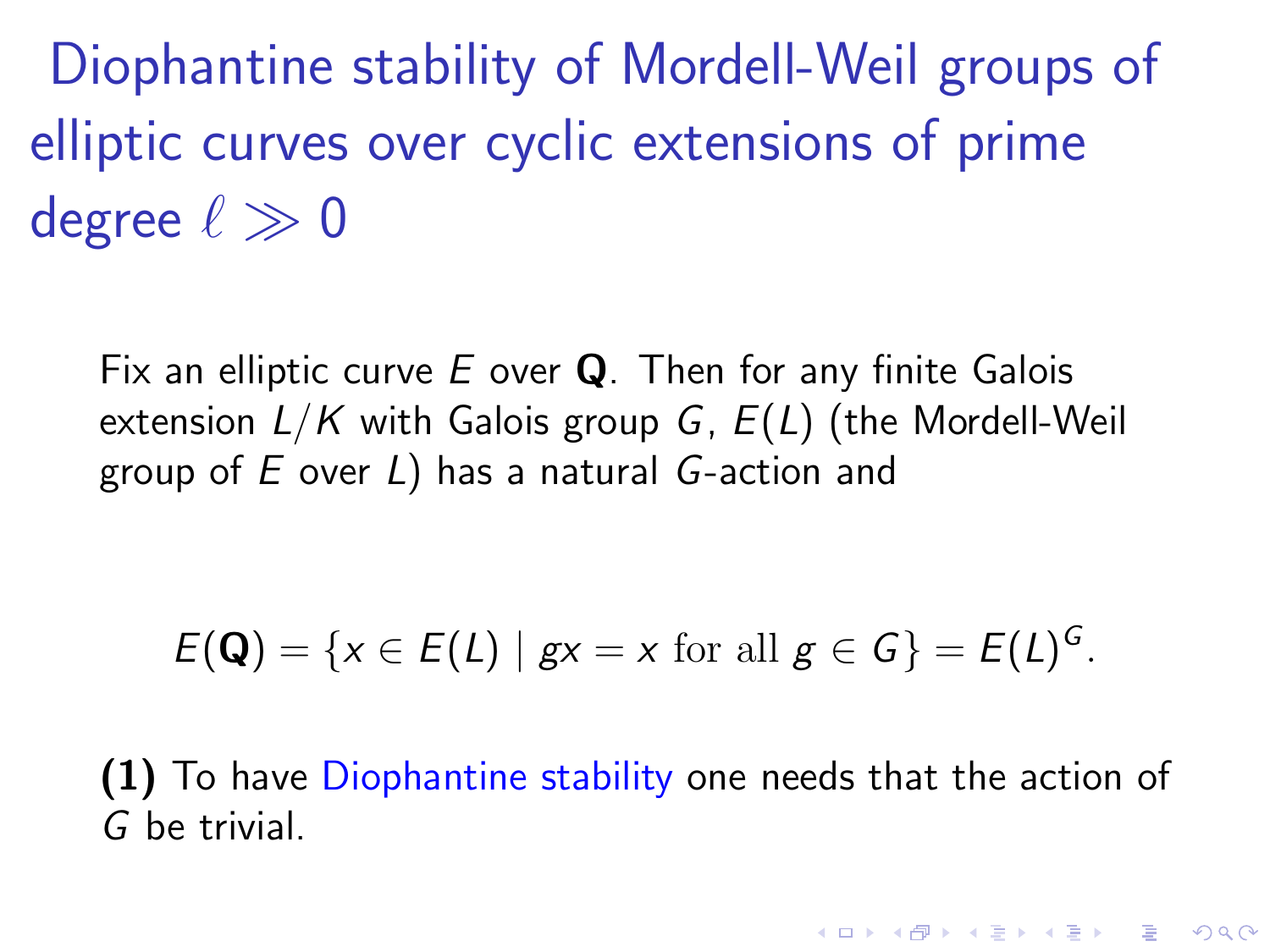# Diophantine stability of Mordell-Weil groups of elliptic curves over cyclic extensions of prime degree $\ell \gg 0$

Fix an elliptic curve $E$ over $\mathbf{Q}$. Then for any finite Galois extension $L/K$ with Galois group $G$, $E(L)$ (the Mordell-Weil group of $E$ over $L$) has a natural $G$-action and

$$E(\mathbf{Q}) = \{x \in E(L) \mid gx = x \text{ for all } g \in G\} = E(L)^G.$$

**(1)** To have Diophantine stability one needs that the action of $G$ be trivial.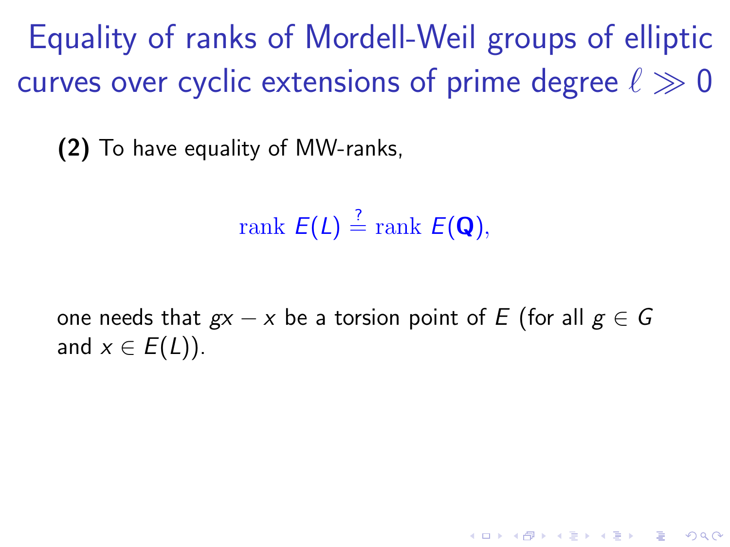# Equality of ranks of Mordell-Weil groups of elliptic curves over cyclic extensions of prime degree $\ell \gg 0$

**(2)** To have equality of MW-ranks,

$$\text{rank } E(L) \stackrel{?}{=} \text{rank } E(\mathbf{Q}),$$

one needs that $gx - x$ be a torsion point of $E$ (for all $g \in G$ and $x \in E(L)$).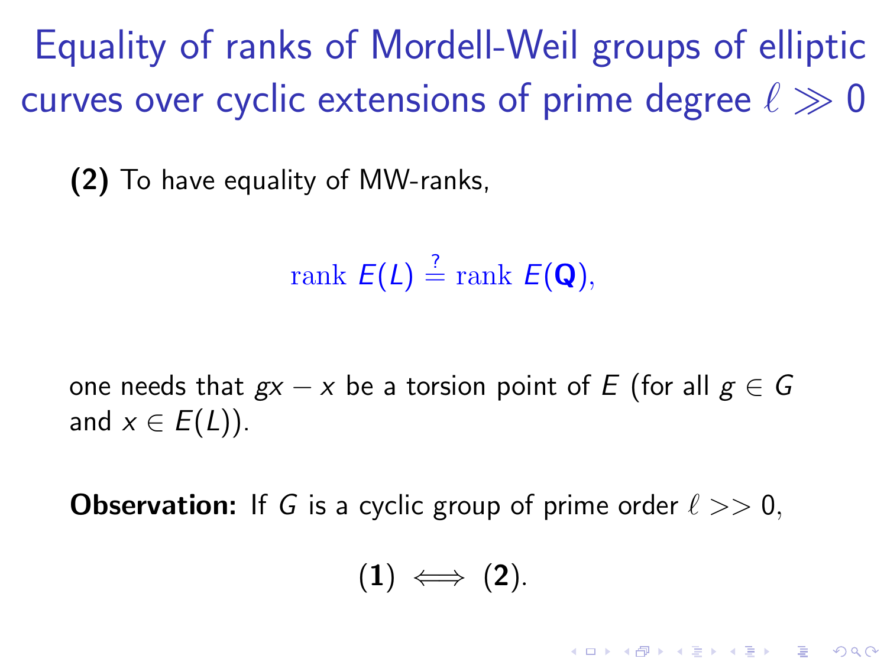# Equality of ranks of Mordell-Weil groups of elliptic curves over cyclic extensions of prime degree $\ell \gg 0$

**(2)** To have equality of MW-ranks,

$$\text{rank } E(L) \stackrel{?}{=} \text{rank } E(\mathbf{Q}),$$

one needs that $gx - x$ be a torsion point of $E$ (for all $g \in G$ and $x \in E(L)$).

**Observation:** If $G$ is a cyclic group of prime order $\ell >> 0$,

$$(\mathbf{1}) \iff (\mathbf{2}).$$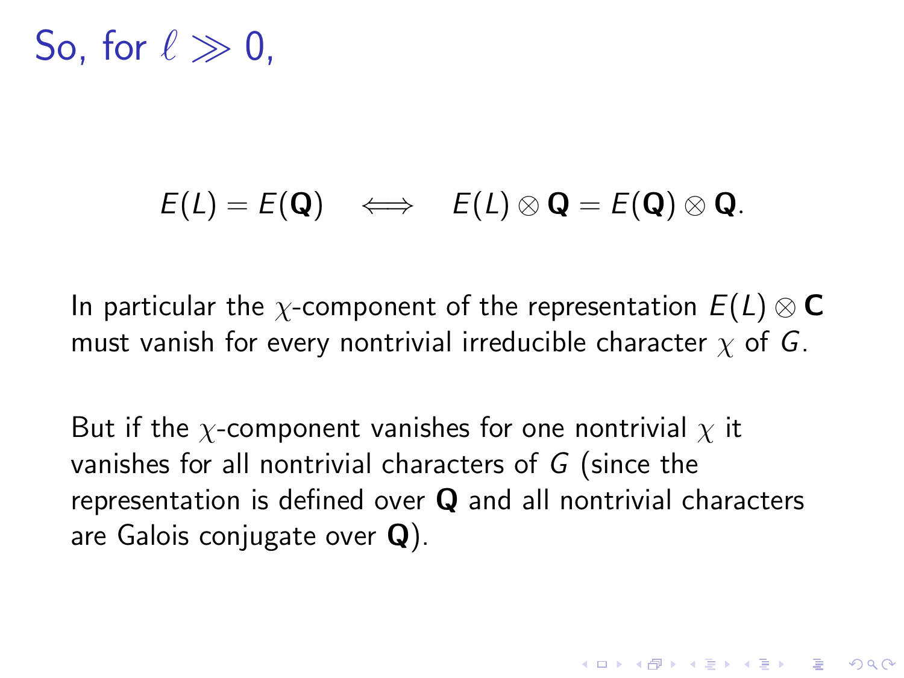# So, for $\ell \gg 0$,

$$E(L) = E(\mathbf{Q}) \iff E(L) \otimes \mathbf{Q} = E(\mathbf{Q}) \otimes \mathbf{Q}.$$

In particular the $\chi$-component of the representation $E(L) \otimes \mathbf{C}$ must vanish for every nontrivial irreducible character $\chi$ of $G$.

But if the $\chi$-component vanishes for one nontrivial $\chi$ it vanishes for all nontrivial characters of $G$ (since the representation is defined over $\mathbf{Q}$ and all nontrivial characters are Galois conjugate over $\mathbf{Q}$).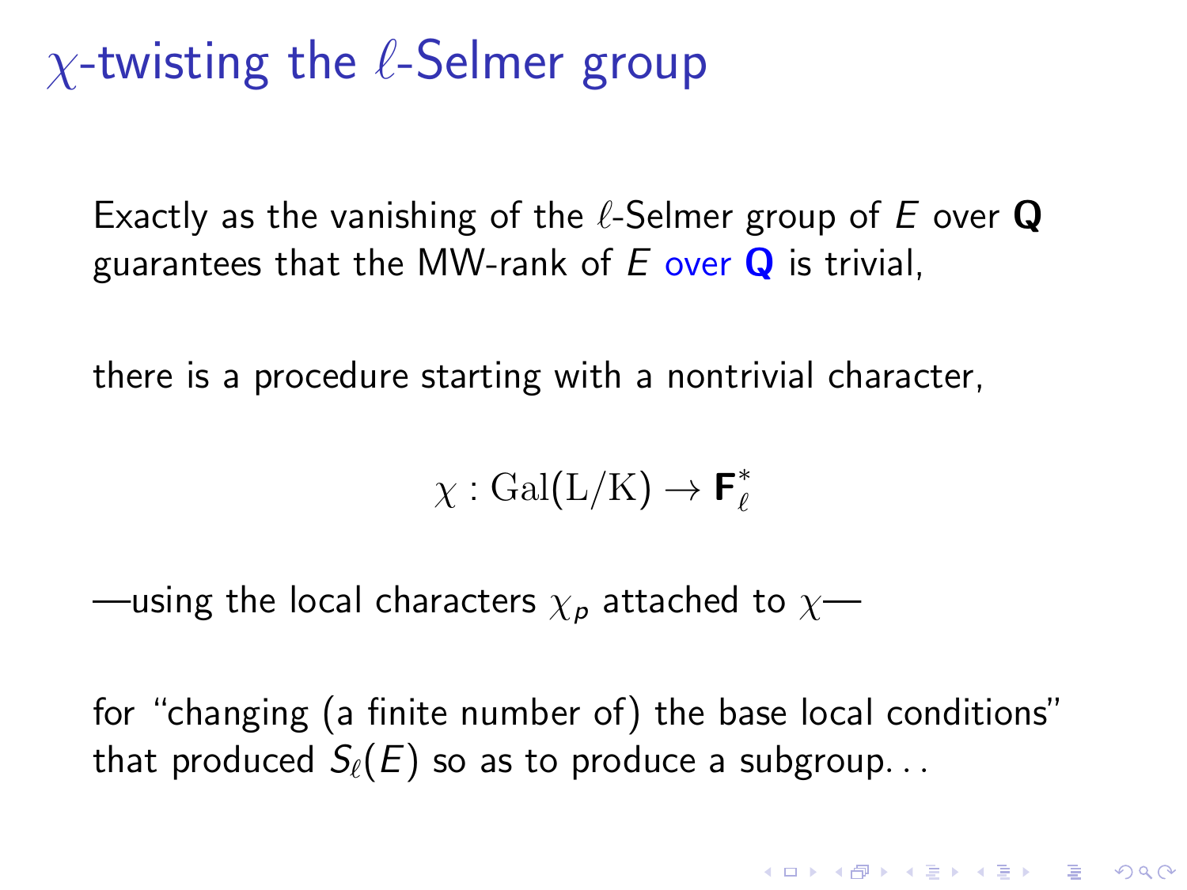# $\chi$-twisting the $\ell$-Selmer group

Exactly as the vanishing of the $\ell$-Selmer group of $E$ over $\mathbf{Q}$ guarantees that the MW-rank of $E$ over $\mathbf{Q}$ is trivial,

there is a procedure starting with a nontrivial character,

$$\chi : \mathrm{Gal}(\mathrm{L}/\mathrm{K}) \to \mathbf{F}_\ell^*$$

—using the local characters $\chi_p$ attached to $\chi$—

for "changing (a finite number of) the base local conditions" that produced $S_\ell(E)$ so as to produce a subgroup...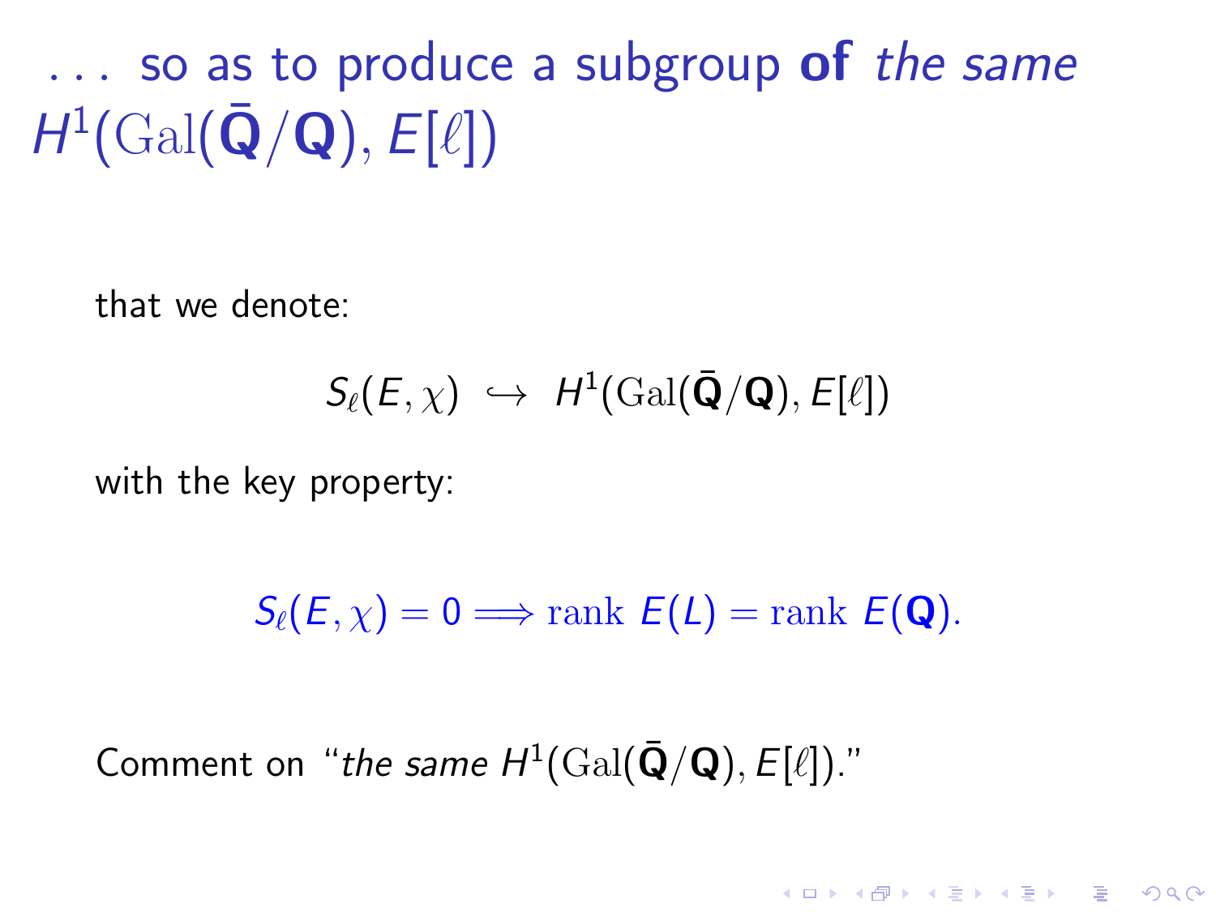# . . . so as to produce a subgroup **of** *the same* $H^1(\mathrm{Gal}(\bar{\mathbf{Q}}/\mathbf{Q}), E[\ell])$

that we denote:

$$S_\ell(E,\chi) \hookrightarrow H^1(\mathrm{Gal}(\bar{\mathbf{Q}}/\mathbf{Q}), E[\ell])$$

with the key property:

$$S_\ell(E,\chi) = 0 \Longrightarrow \mathrm{rank}\ E(L) = \mathrm{rank}\ E(\mathbf{Q}).$$

Comment on "*the same* $H^1(\mathrm{Gal}(\bar{\mathbf{Q}}/\mathbf{Q}), E[\ell])$."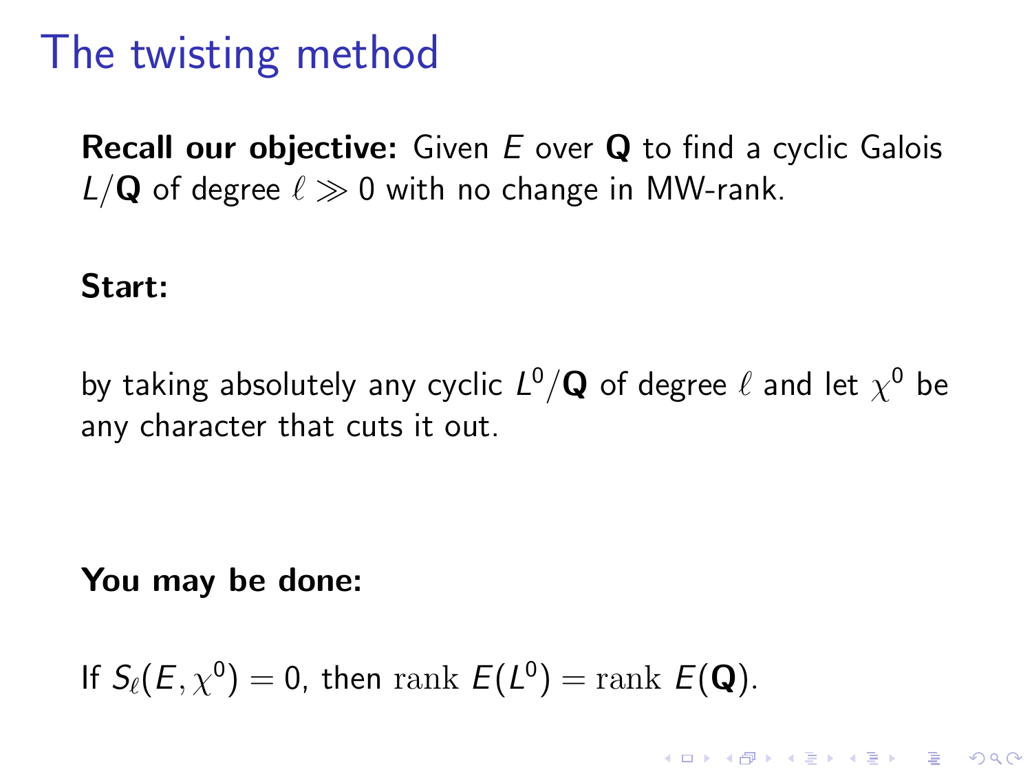# The twisting method

**Recall our objective:** Given $E$ over $\mathbf{Q}$ to find a cyclic Galois $L/\mathbf{Q}$ of degree $\ell \gg 0$ with no change in MW-rank.

**Start:**

by taking absolutely any cyclic $L^0/\mathbf{Q}$ of degree $\ell$ and let $\chi^0$ be any character that cuts it out.

**You may be done:**

If $S_\ell(E, \chi^0) = 0$, then $\mathrm{rank}\ E(L^0) = \mathrm{rank}\ E(\mathbf{Q})$.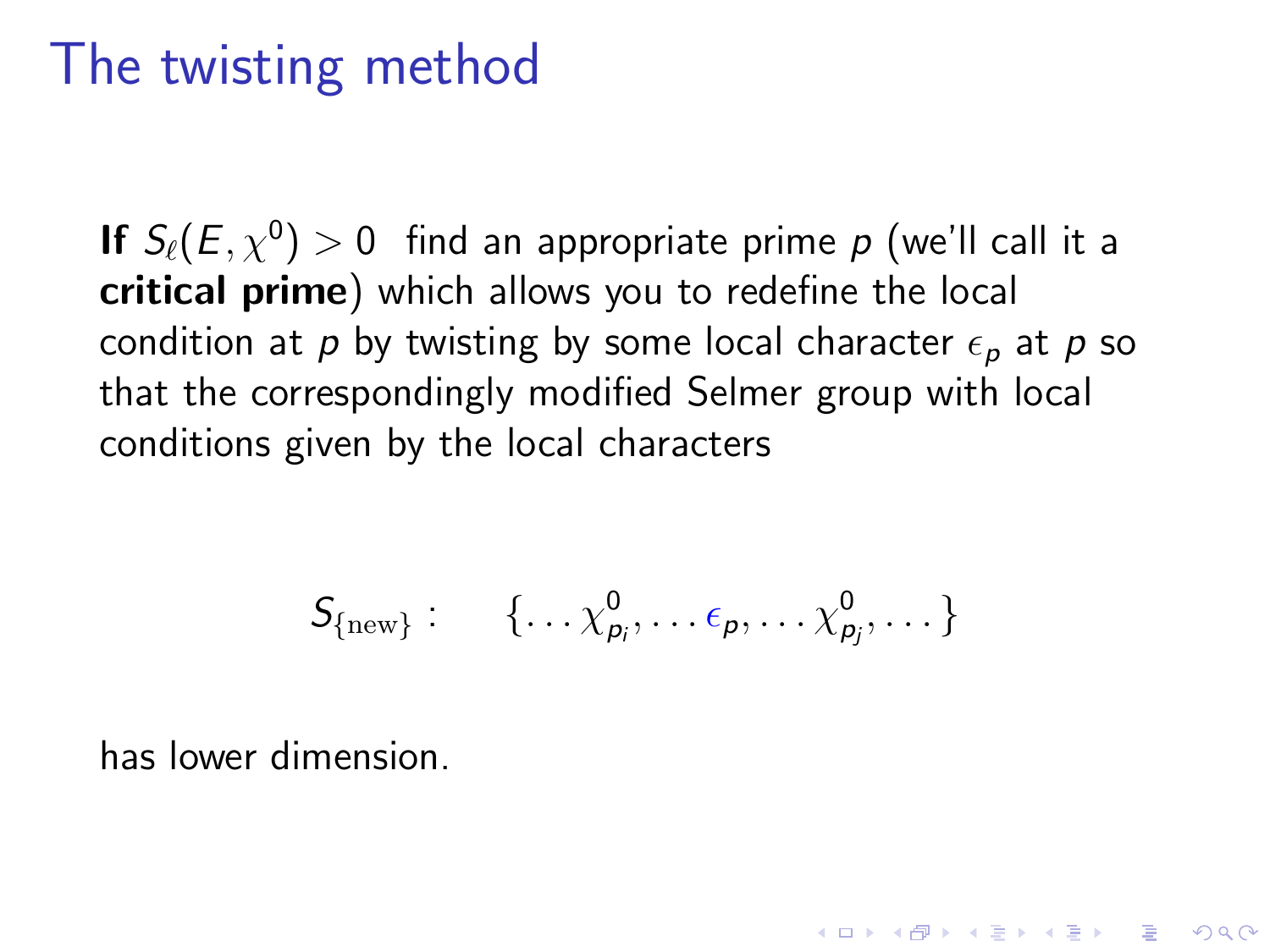# The twisting method

**If** $S_\ell(E, \chi^0) > 0$ find an appropriate prime $p$ (we'll call it a **critical prime**) which allows you to redefine the local condition at $p$ by twisting by some local character $\epsilon_p$ at $p$ so that the correspondingly modified Selmer group with local conditions given by the local characters

$$S_{\{\text{new}\}}: \quad \{\ldots \chi^0_{p_i}, \ldots \epsilon_p, \ldots \chi^0_{p_j}, \ldots\}$$

has lower dimension.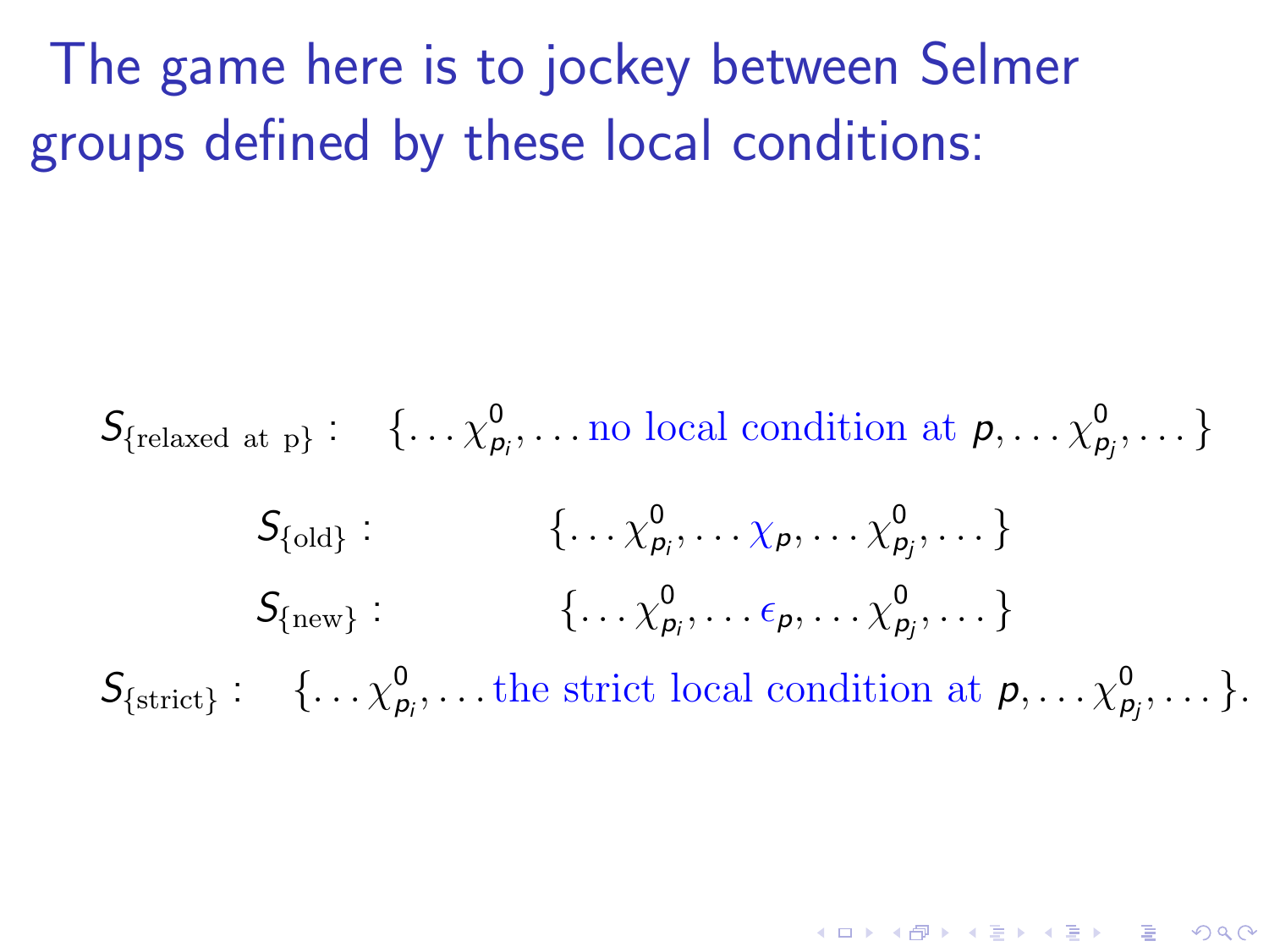The game here is to jockey between Selmer groups defined by these local conditions:

$$S_{\{\text{relaxed at p}\}}: \quad \{\dots\chi^0_{p_i},\dots \text{no local condition at } p,\dots\chi^0_{p_j},\dots\}$$

$$S_{\{\text{old}\}}: \quad \{\dots\chi^0_{p_i},\dots\chi_p,\dots\chi^0_{p_j},\dots\}$$

$$S_{\{\text{new}\}}: \quad \{\dots\chi^0_{p_i},\dots\epsilon_p,\dots\chi^0_{p_j},\dots\}$$

$$S_{\{\text{strict}\}}: \quad \{\dots\chi^0_{p_i},\dots \text{the strict local condition at } p,\dots\chi^0_{p_j},\dots\}.$$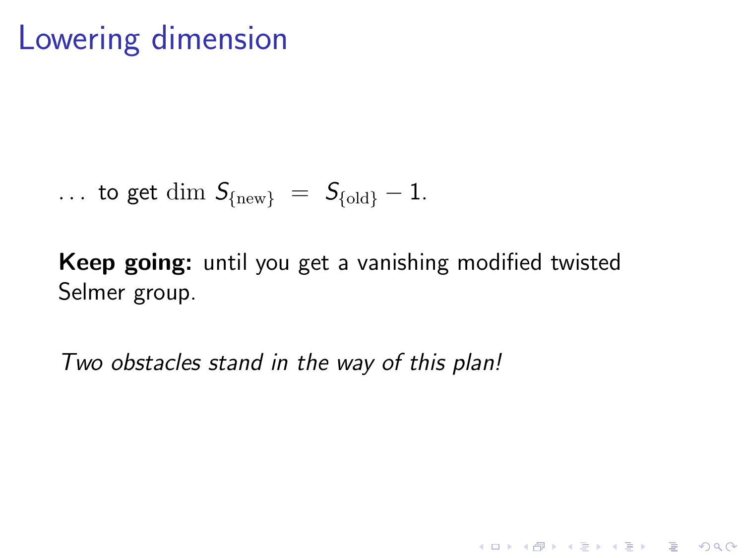# Lowering dimension

... to get $\dim\ S_{\{\mathrm{new}\}} \ = \ S_{\{\mathrm{old}\}} - 1$.

**Keep going:** until you get a vanishing modified twisted Selmer group.

*Two obstacles stand in the way of this plan!*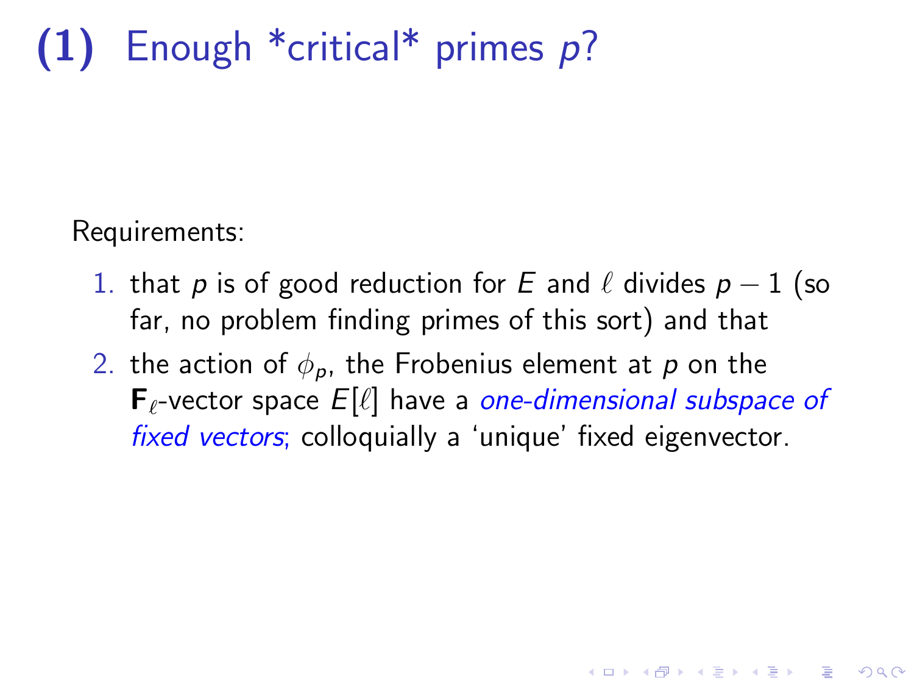# (1) Enough *critical* primes $p$?

Requirements:

1. that $p$ is of good reduction for $E$ and $\ell$ divides $p-1$ (so far, no problem finding primes of this sort) and that
2. the action of $\phi_p$, the Frobenius element at $p$ on the $\mathbf{F}_\ell$-vector space $E[\ell]$ have a *one-dimensional subspace of fixed vectors*; colloquially a 'unique' fixed eigenvector.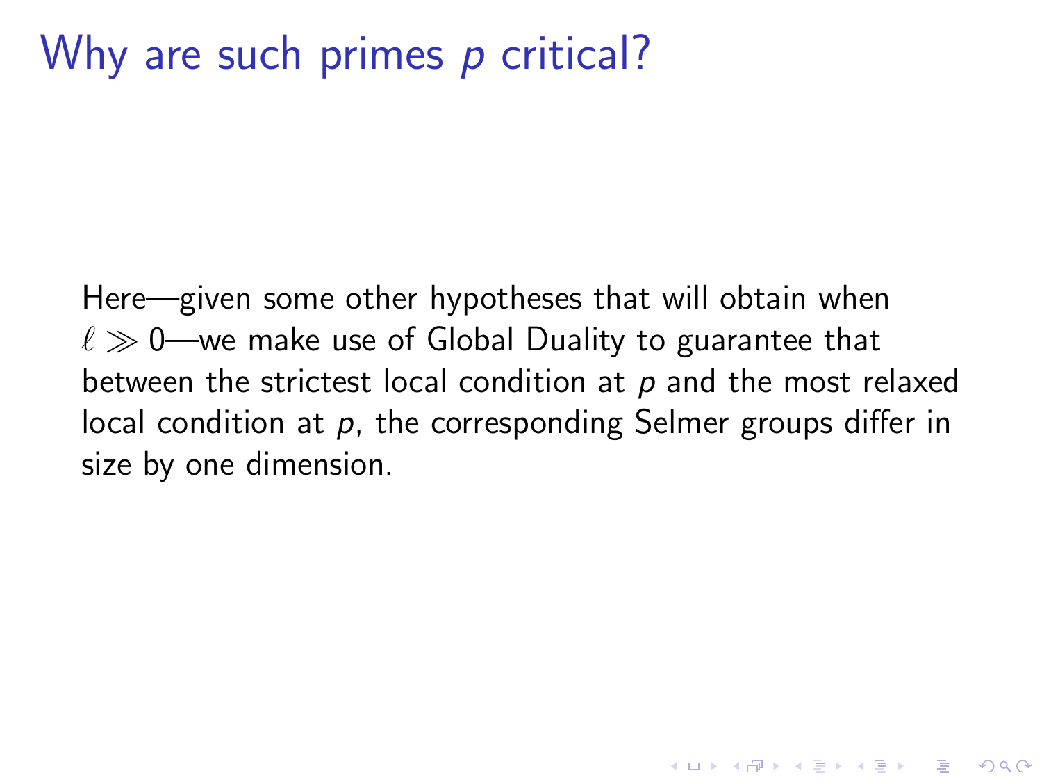# Why are such primes $p$ critical?

Here—given some other hypotheses that will obtain when $\ell \gg 0$—we make use of Global Duality to guarantee that between the strictest local condition at $p$ and the most relaxed local condition at $p$, the corresponding Selmer groups differ in size by one dimension.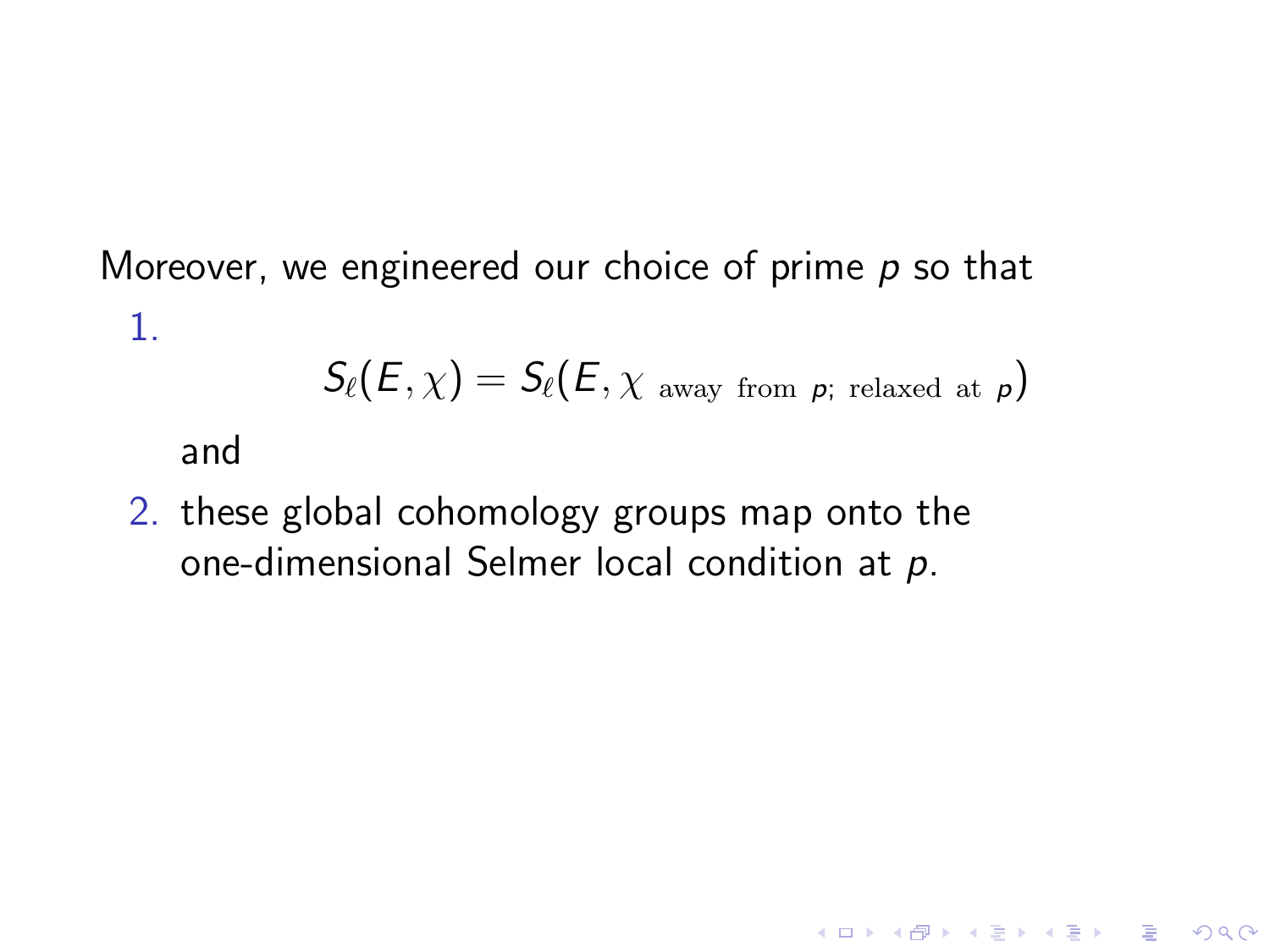Moreover, we engineered our choice of prime $p$ so that

1. $$S_\ell(E,\chi) = S_\ell(E,\chi \text{ away from } p\text{; relaxed at } p)$$

   and

2. these global cohomology groups map onto the one-dimensional Selmer local condition at $p$.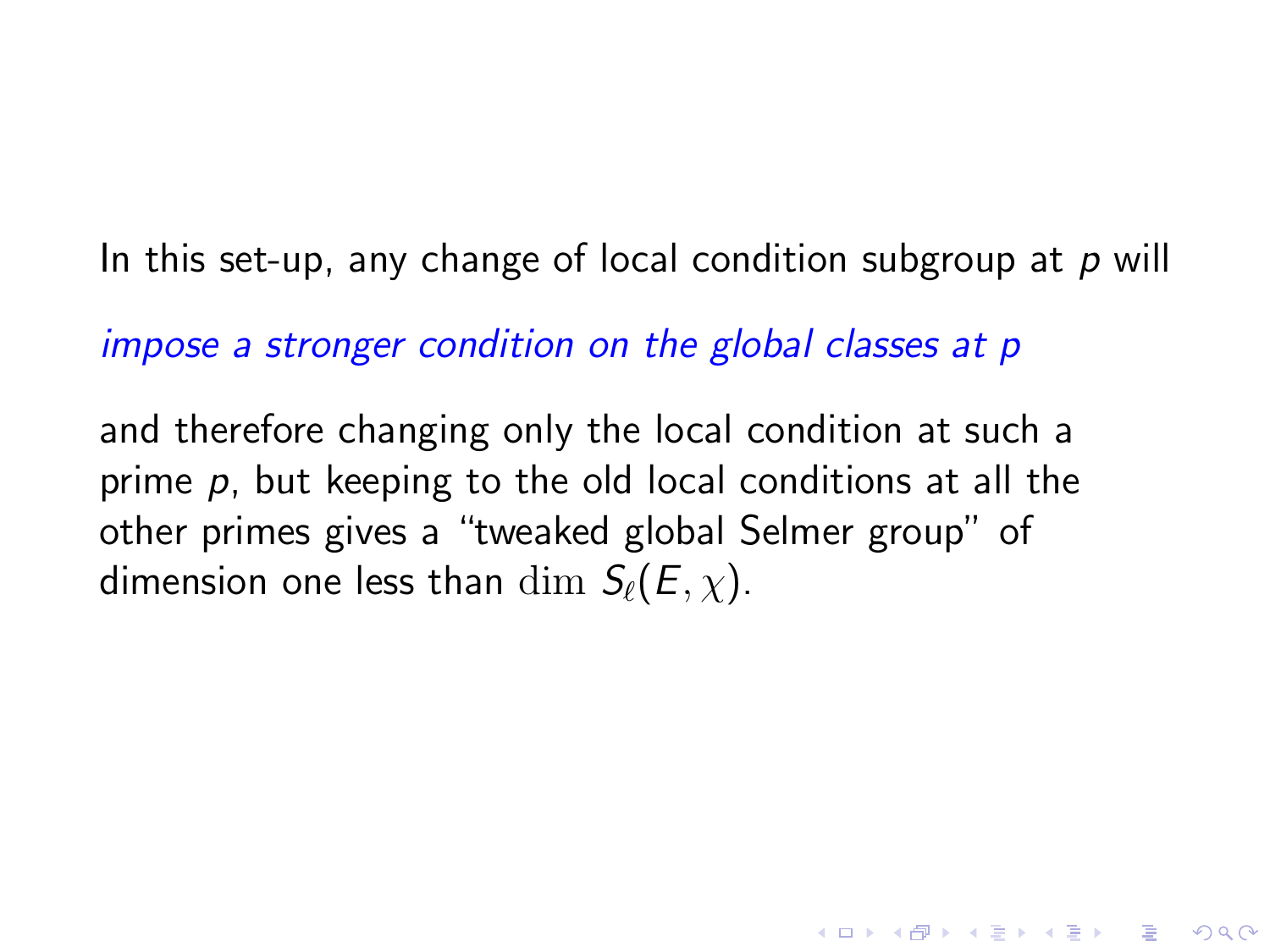In this set-up, any change of local condition subgroup at $p$ will

*impose a stronger condition on the global classes at $p$*

and therefore changing only the local condition at such a prime $p$, but keeping to the old local conditions at all the other primes gives a "tweaked global Selmer group" of dimension one less than $\dim\, S_\ell(E, \chi)$.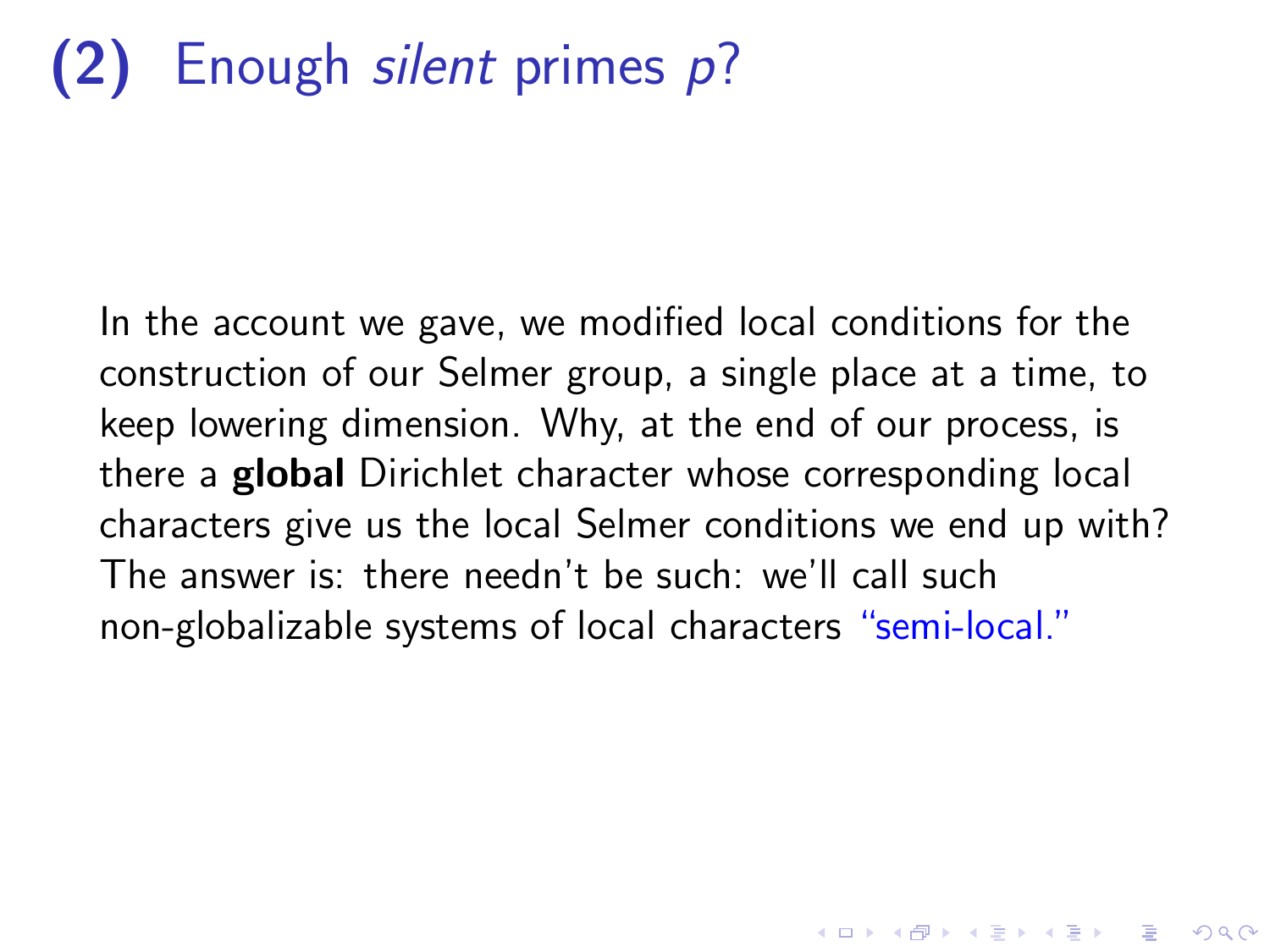# (2) Enough *silent* primes $p$?

In the account we gave, we modified local conditions for the construction of our Selmer group, a single place at a time, to keep lowering dimension. Why, at the end of our process, is there a **global** Dirichlet character whose corresponding local characters give us the local Selmer conditions we end up with? The answer is: there needn't be such: we'll call such non-globalizable systems of local characters "semi-local."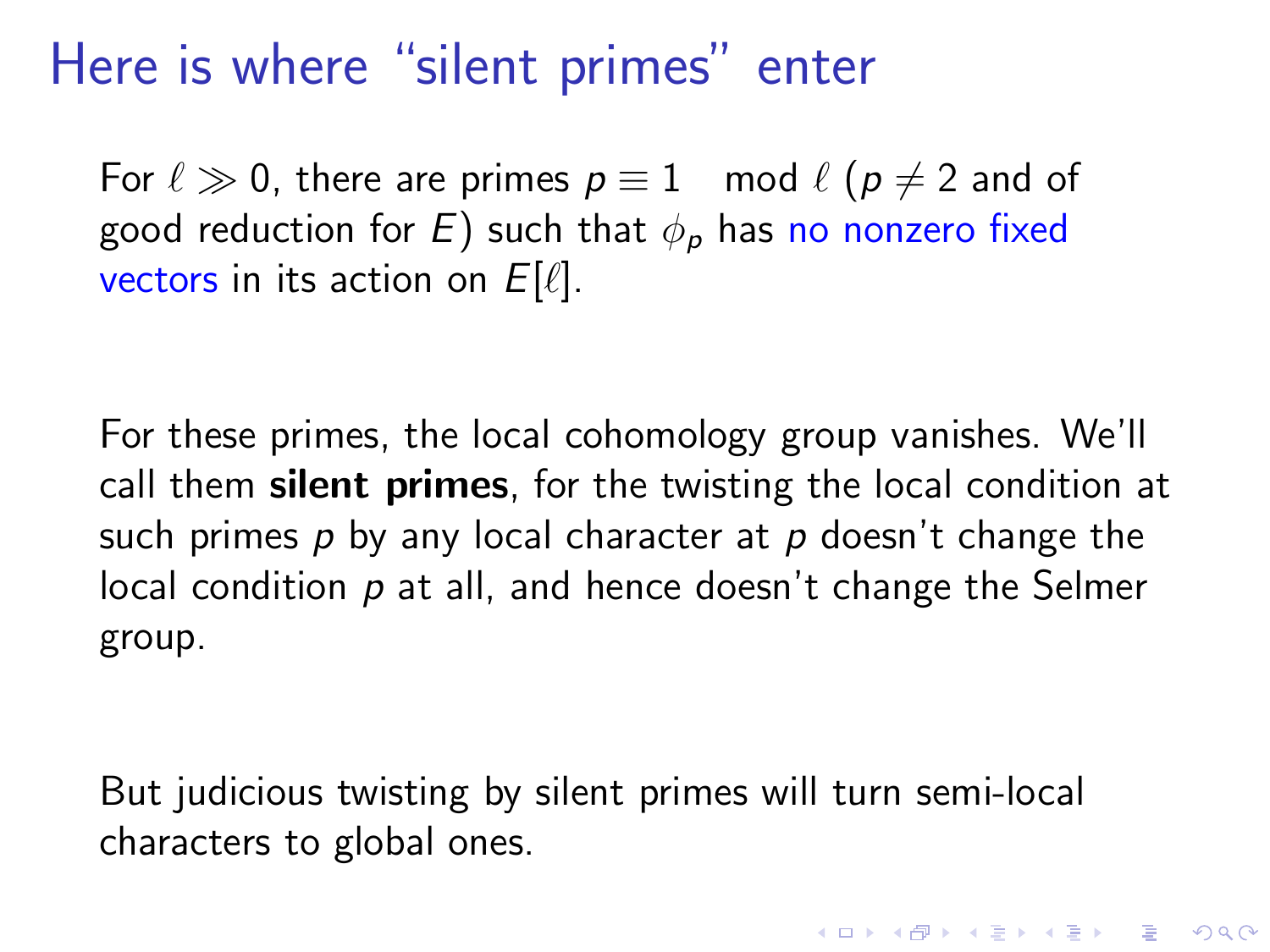# Here is where "silent primes" enter

For $\ell \gg 0$, there are primes $p \equiv 1 \mod \ell$ ($p \neq 2$ and of good reduction for $E$) such that $\phi_p$ has no nonzero fixed vectors in its action on $E[\ell]$.

For these primes, the local cohomology group vanishes. We'll call them **silent primes**, for the twisting the local condition at such primes $p$ by any local character at $p$ doesn't change the local condition $p$ at all, and hence doesn't change the Selmer group.

But judicious twisting by silent primes will turn semi-local characters to global ones.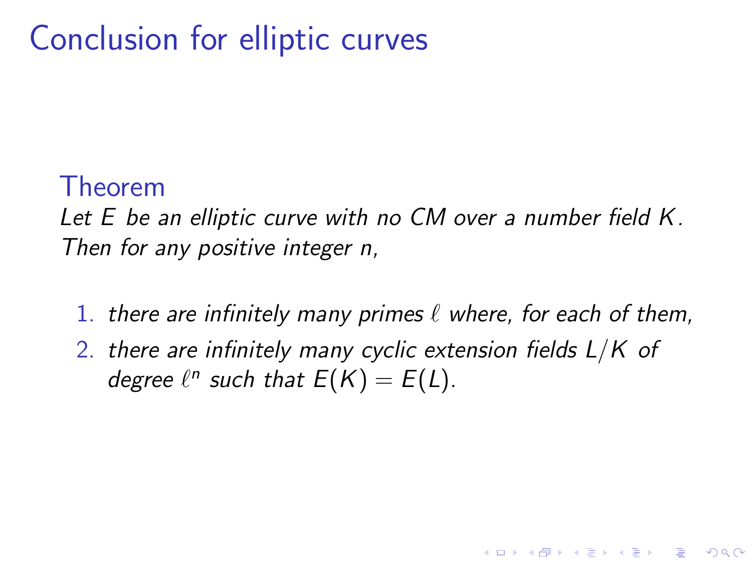# Conclusion for elliptic curves

**Theorem**

*Let $E$ be an elliptic curve with no CM over a number field $K$. Then for any positive integer $n$,*

1. *there are infinitely many primes $\ell$ where, for each of them,*
2. *there are infinitely many cyclic extension fields $L/K$ of degree $\ell^n$ such that $E(K) = E(L)$.*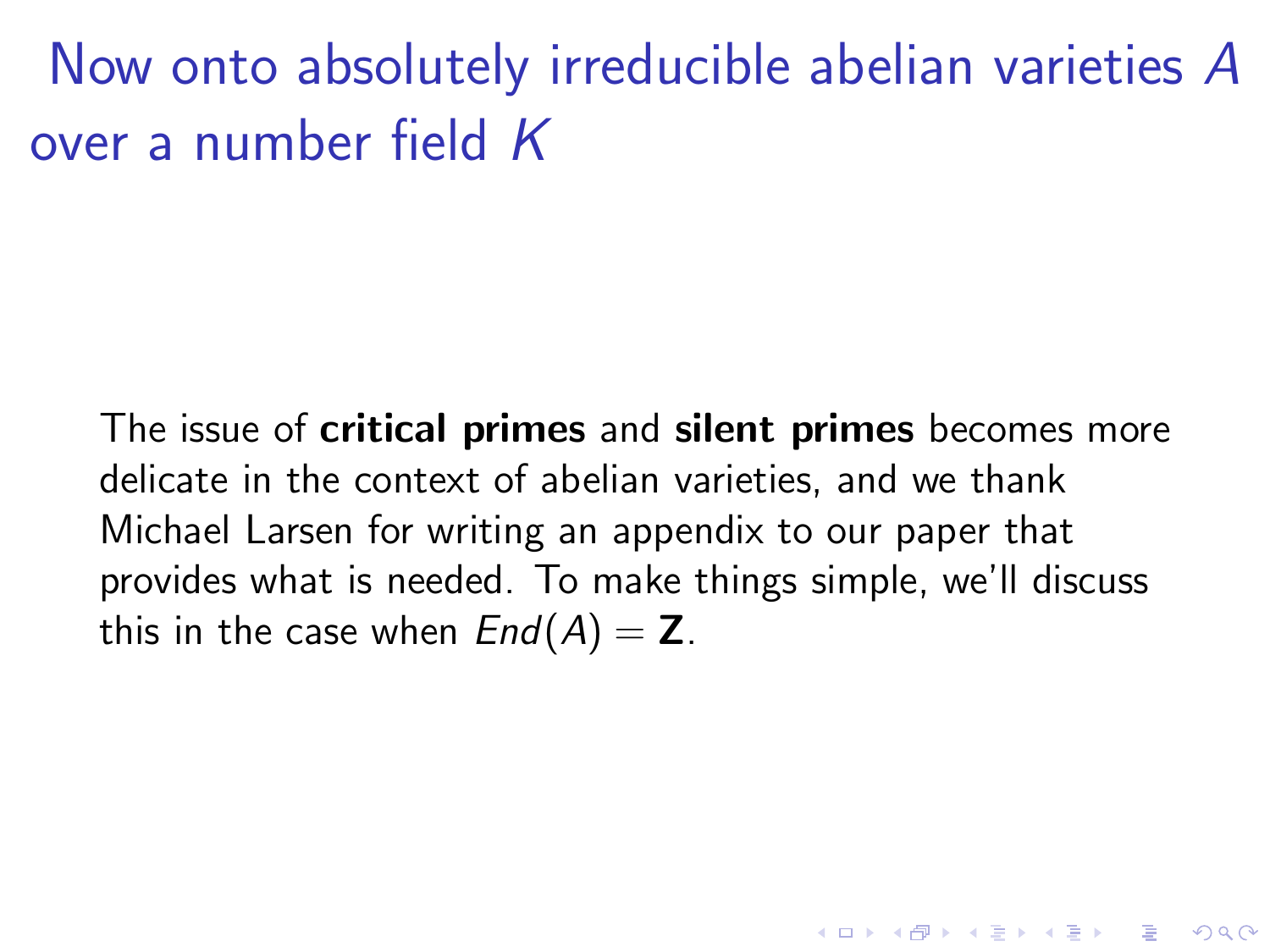# Now onto absolutely irreducible abelian varieties $A$ over a number field $K$

The issue of **critical primes** and **silent primes** becomes more delicate in the context of abelian varieties, and we thank Michael Larsen for writing an appendix to our paper that provides what is needed. To make things simple, we'll discuss this in the case when $End(A) = \mathbf{Z}$.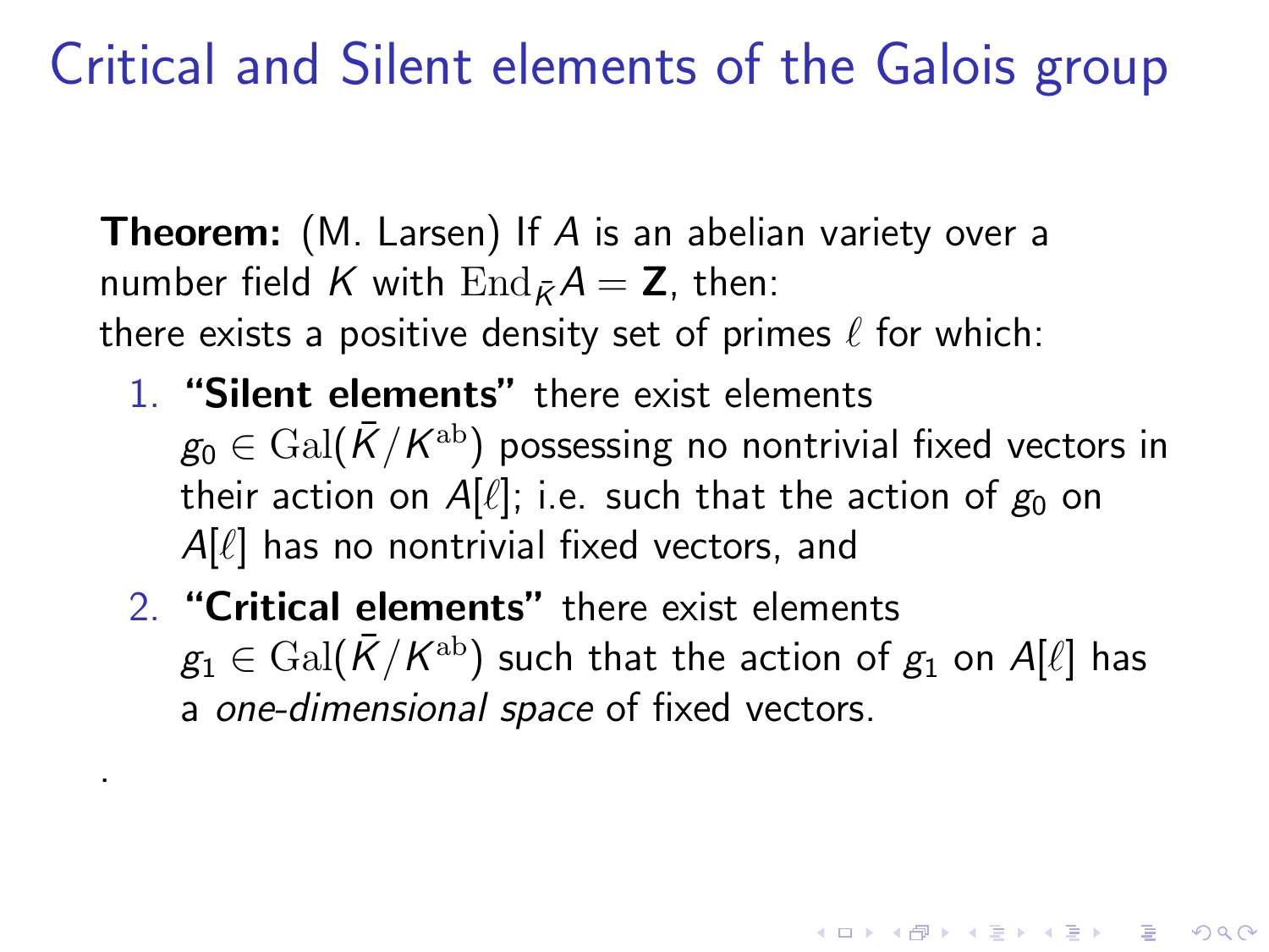# Critical and Silent elements of the Galois group

**Theorem:** (M. Larsen) If $A$ is an abelian variety over a number field $K$ with $\mathrm{End}_{\bar{K}} A = \mathbf{Z}$, then:
there exists a positive density set of primes $\ell$ for which:

1. **"Silent elements"** there exist elements $g_0 \in \mathrm{Gal}(\bar{K}/K^{\mathrm{ab}})$ possessing no nontrivial fixed vectors in their action on $A[\ell]$; i.e. such that the action of $g_0$ on $A[\ell]$ has no nontrivial fixed vectors, and
2. **"Critical elements"** there exist elements $g_1 \in \mathrm{Gal}(\bar{K}/K^{\mathrm{ab}})$ such that the action of $g_1$ on $A[\ell]$ has a *one-dimensional space* of fixed vectors.

.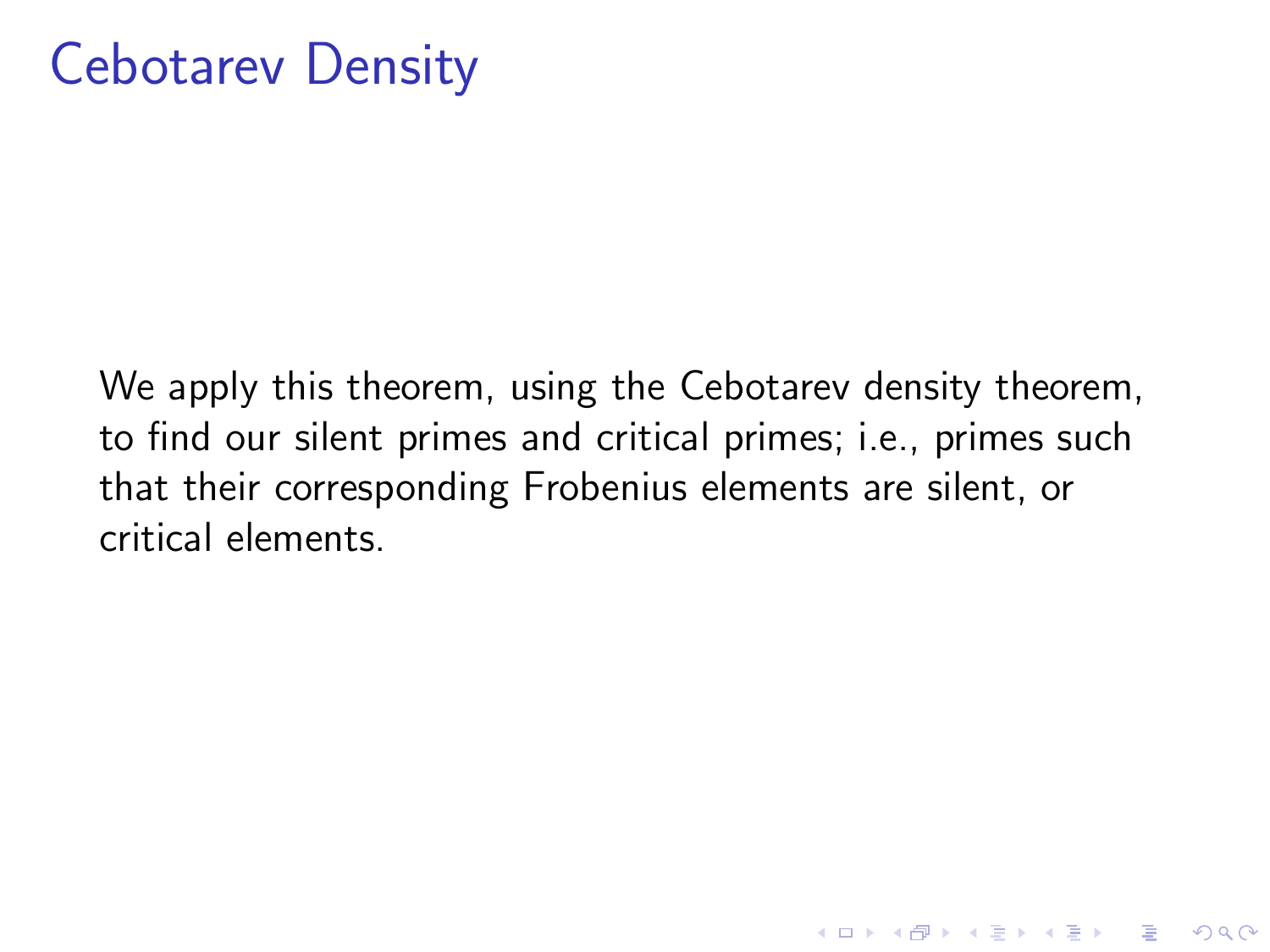# Cebotarev Density

We apply this theorem, using the Cebotarev density theorem, to find our silent primes and critical primes; i.e., primes such that their corresponding Frobenius elements are silent, or critical elements.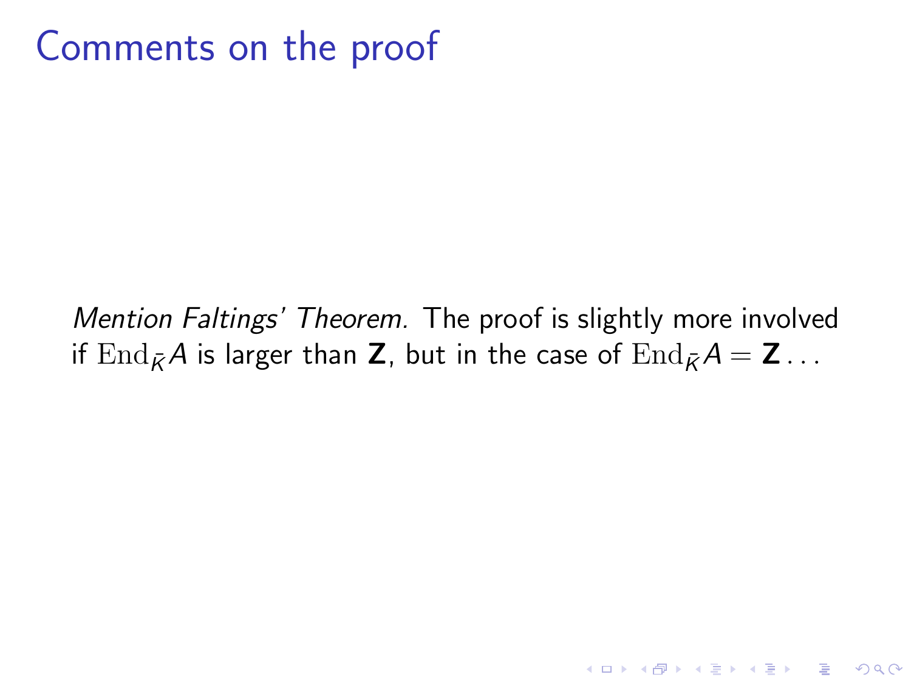# Comments on the proof

*Mention Faltings' Theorem.* The proof is slightly more involved if $\mathrm{End}_{\bar{K}} A$ is larger than $\mathbf{Z}$, but in the case of $\mathrm{End}_{\bar{K}} A = \mathbf{Z} \ldots$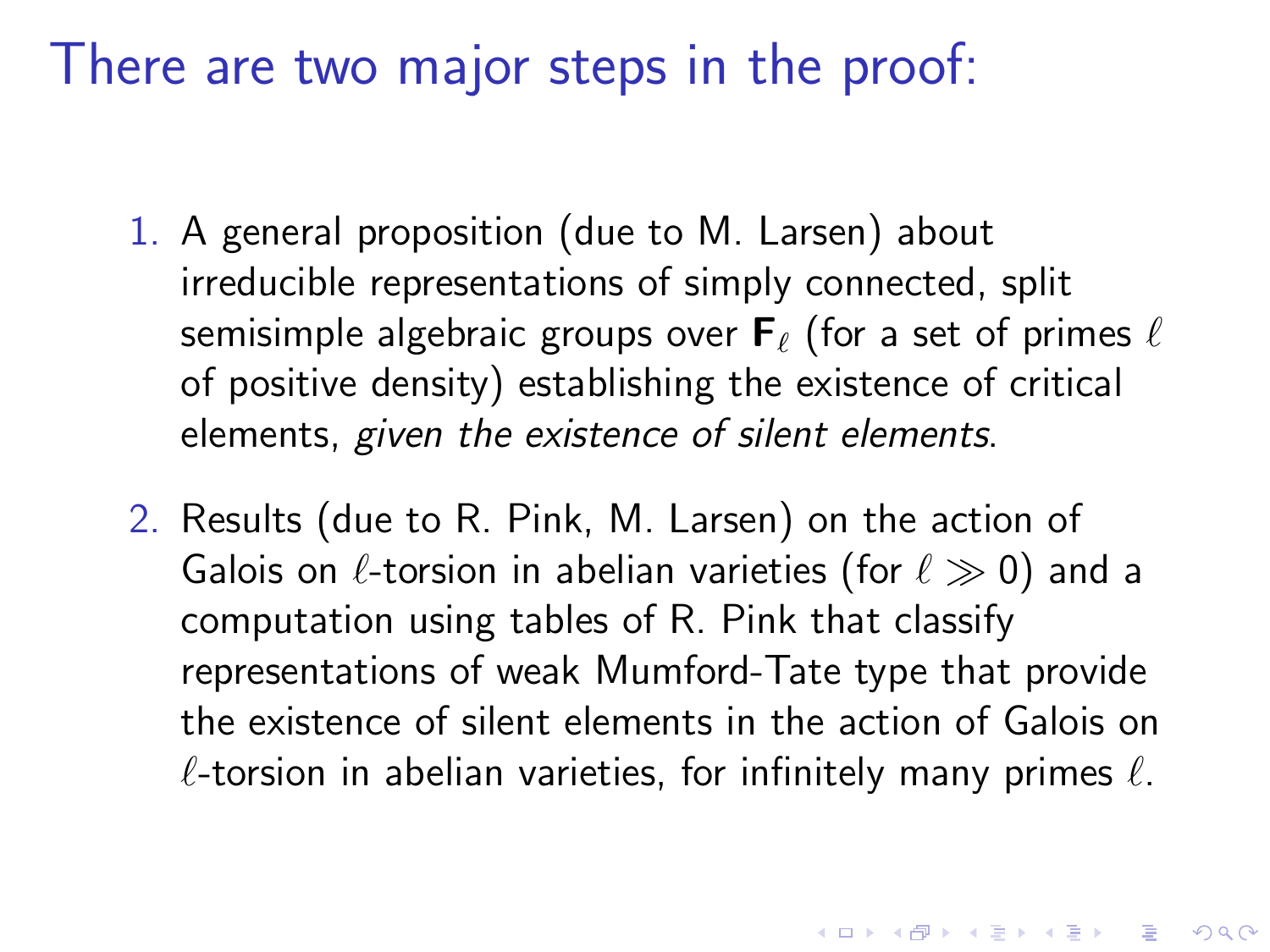# There are two major steps in the proof:

1. A general proposition (due to M. Larsen) about irreducible representations of simply connected, split semisimple algebraic groups over $\mathbf{F}_\ell$ (for a set of primes $\ell$ of positive density) establishing the existence of critical elements, *given the existence of silent elements*.

2. Results (due to R. Pink, M. Larsen) on the action of Galois on $\ell$-torsion in abelian varieties (for $\ell \gg 0$) and a computation using tables of R. Pink that classify representations of weak Mumford-Tate type that provide the existence of silent elements in the action of Galois on $\ell$-torsion in abelian varieties, for infinitely many primes $\ell$.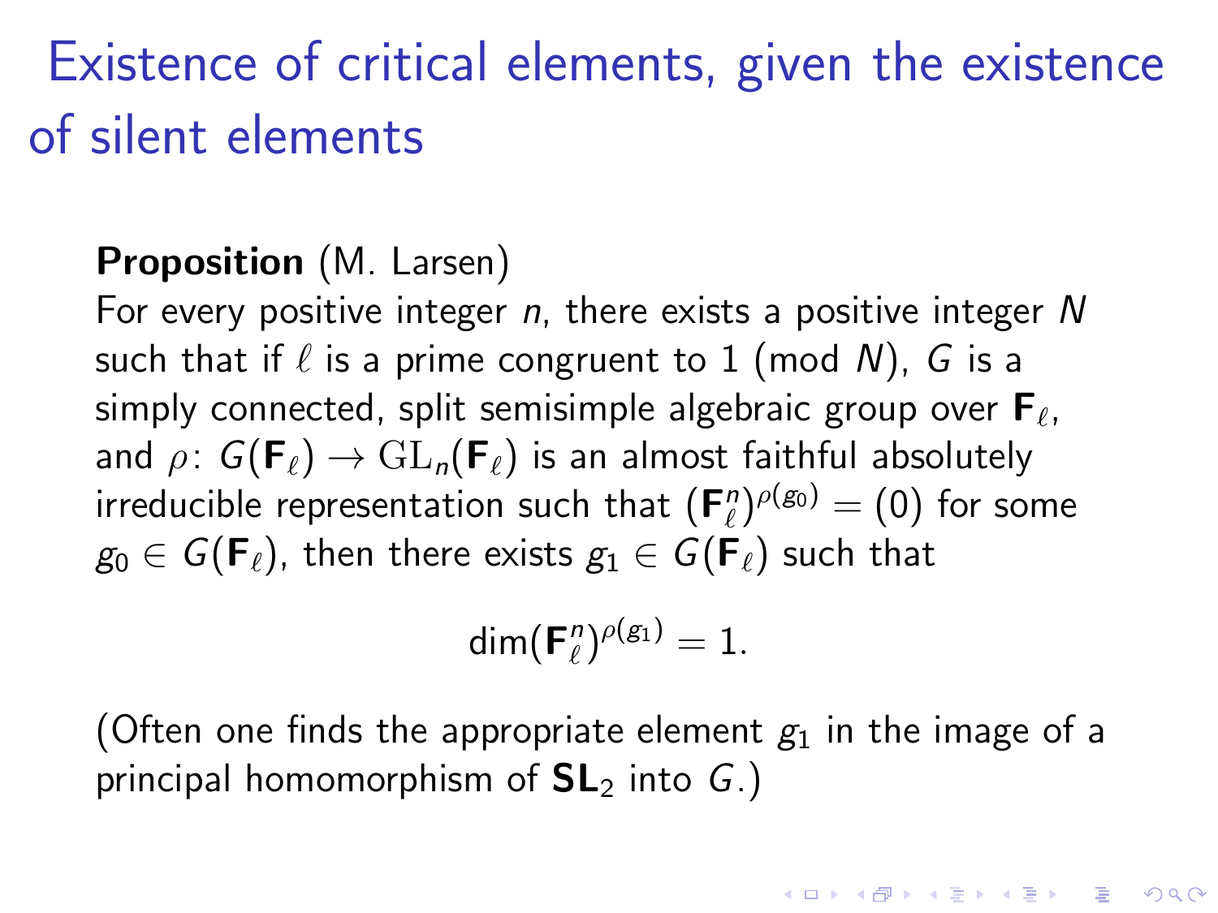# Existence of critical elements, given the existence of silent elements

**Proposition** (M. Larsen)
For every positive integer $n$, there exists a positive integer $N$ such that if $\ell$ is a prime congruent to 1 (mod $N$), $G$ is a simply connected, split semisimple algebraic group over $\mathbf{F}_\ell$, and $\rho\colon G(\mathbf{F}_\ell) \to \mathrm{GL}_n(\mathbf{F}_\ell)$ is an almost faithful absolutely irreducible representation such that $(\mathbf{F}_\ell^n)^{\rho(g_0)} = (0)$ for some $g_0 \in G(\mathbf{F}_\ell)$, then there exists $g_1 \in G(\mathbf{F}_\ell)$ such that

$$\dim(\mathbf{F}_\ell^n)^{\rho(g_1)} = 1.$$

(Often one finds the appropriate element $g_1$ in the image of a principal homomorphism of $\mathbf{SL}_2$ into $G$.)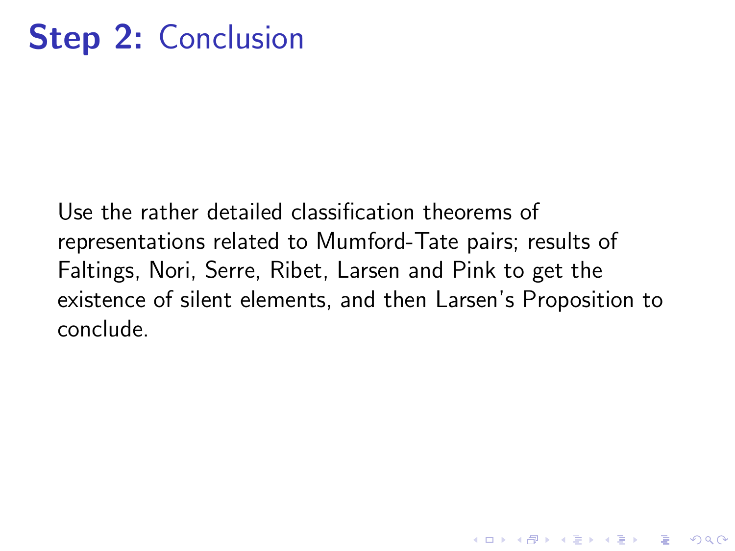# **Step 2:** Conclusion

Use the rather detailed classification theorems of representations related to Mumford-Tate pairs; results of Faltings, Nori, Serre, Ribet, Larsen and Pink to get the existence of silent elements, and then Larsen's Proposition to conclude.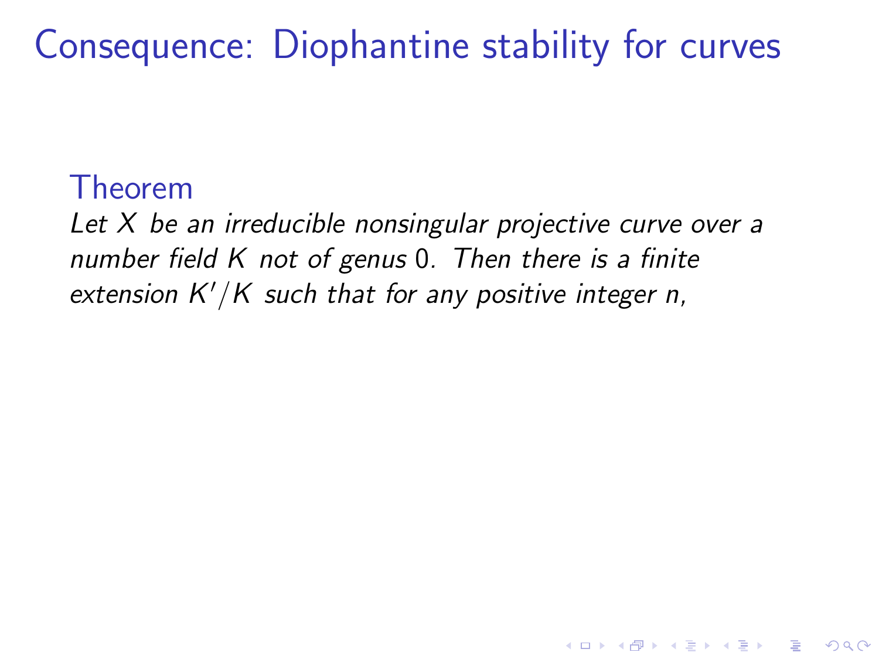# Consequence: Diophantine stability for curves

**Theorem**

*Let $X$ be an irreducible nonsingular projective curve over a number field $K$ not of genus $0$. Then there is a finite extension $K'/K$ such that for any positive integer $n$,*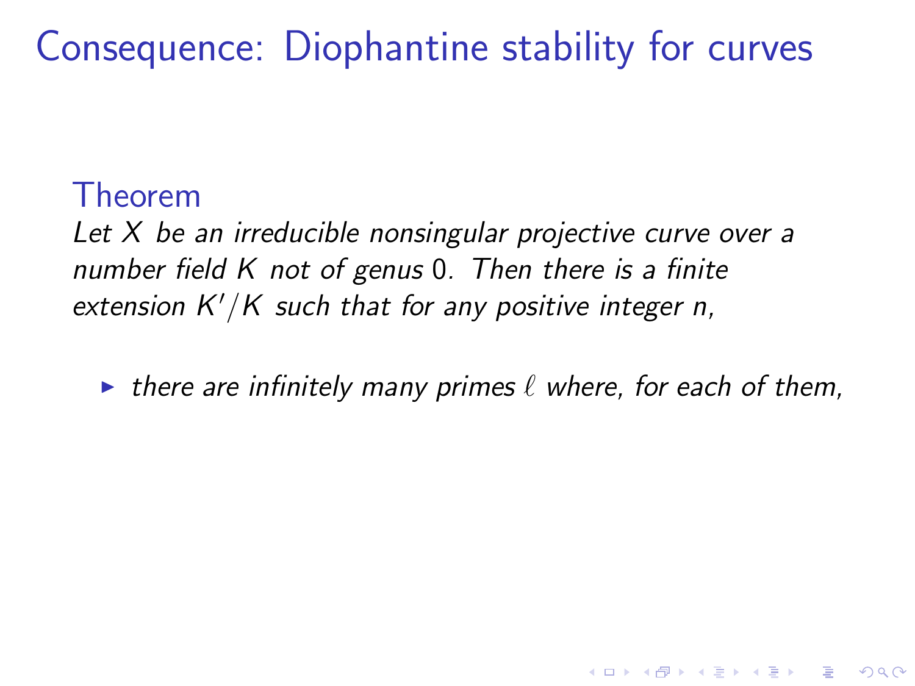# Consequence: Diophantine stability for curves

**Theorem**

*Let $X$ be an irreducible nonsingular projective curve over a number field $K$ not of genus $0$. Then there is a finite extension $K'/K$ such that for any positive integer $n$,*

- *there are infinitely many primes $\ell$ where, for each of them,*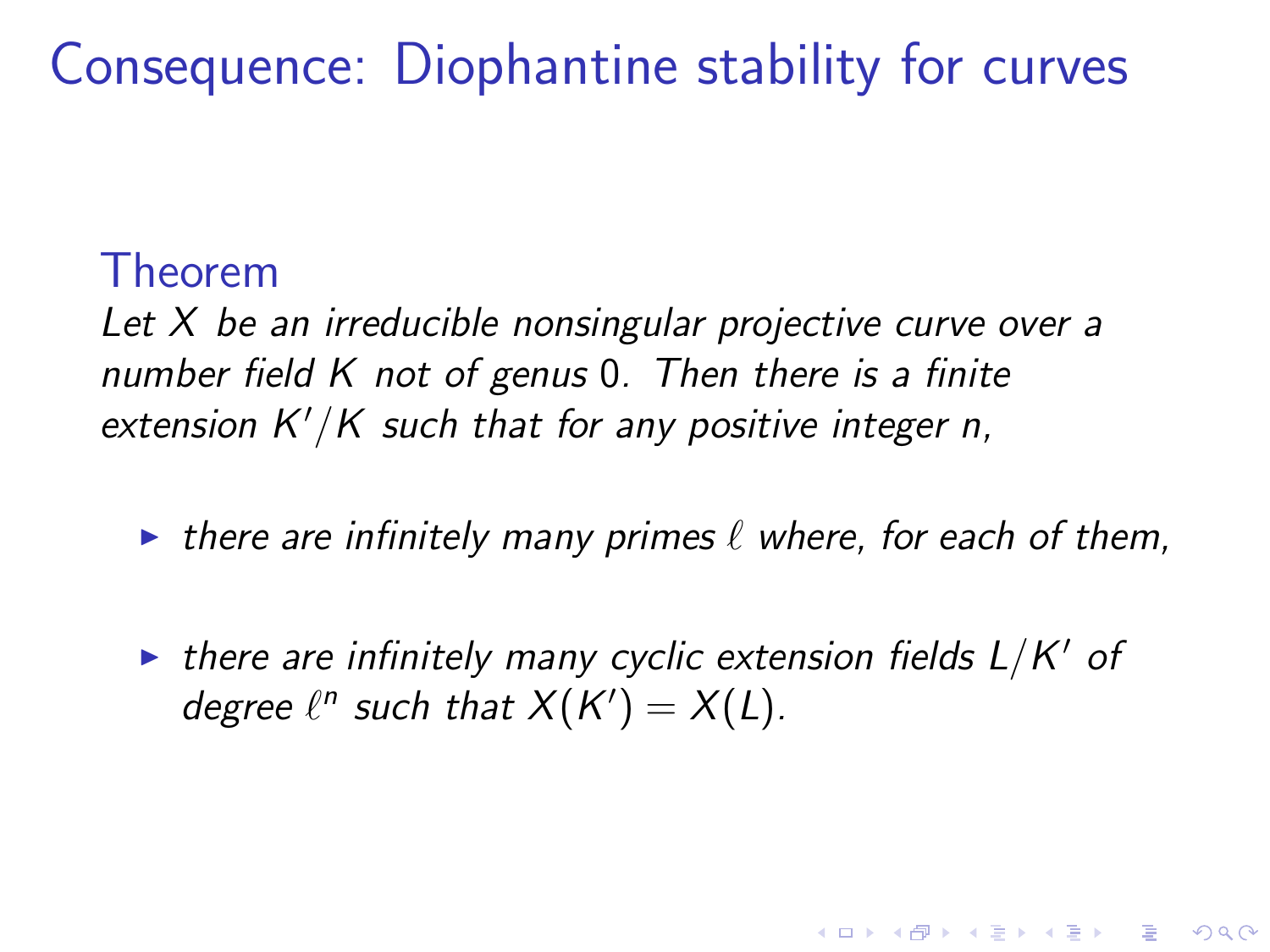# Consequence: Diophantine stability for curves

**Theorem**

*Let $X$ be an irreducible nonsingular projective curve over a number field $K$ not of genus $0$. Then there is a finite extension $K'/K$ such that for any positive integer $n$,*

- *there are infinitely many primes $\ell$ where, for each of them,*
- *there are infinitely many cyclic extension fields $L/K'$ of degree $\ell^n$ such that $X(K') = X(L)$.*